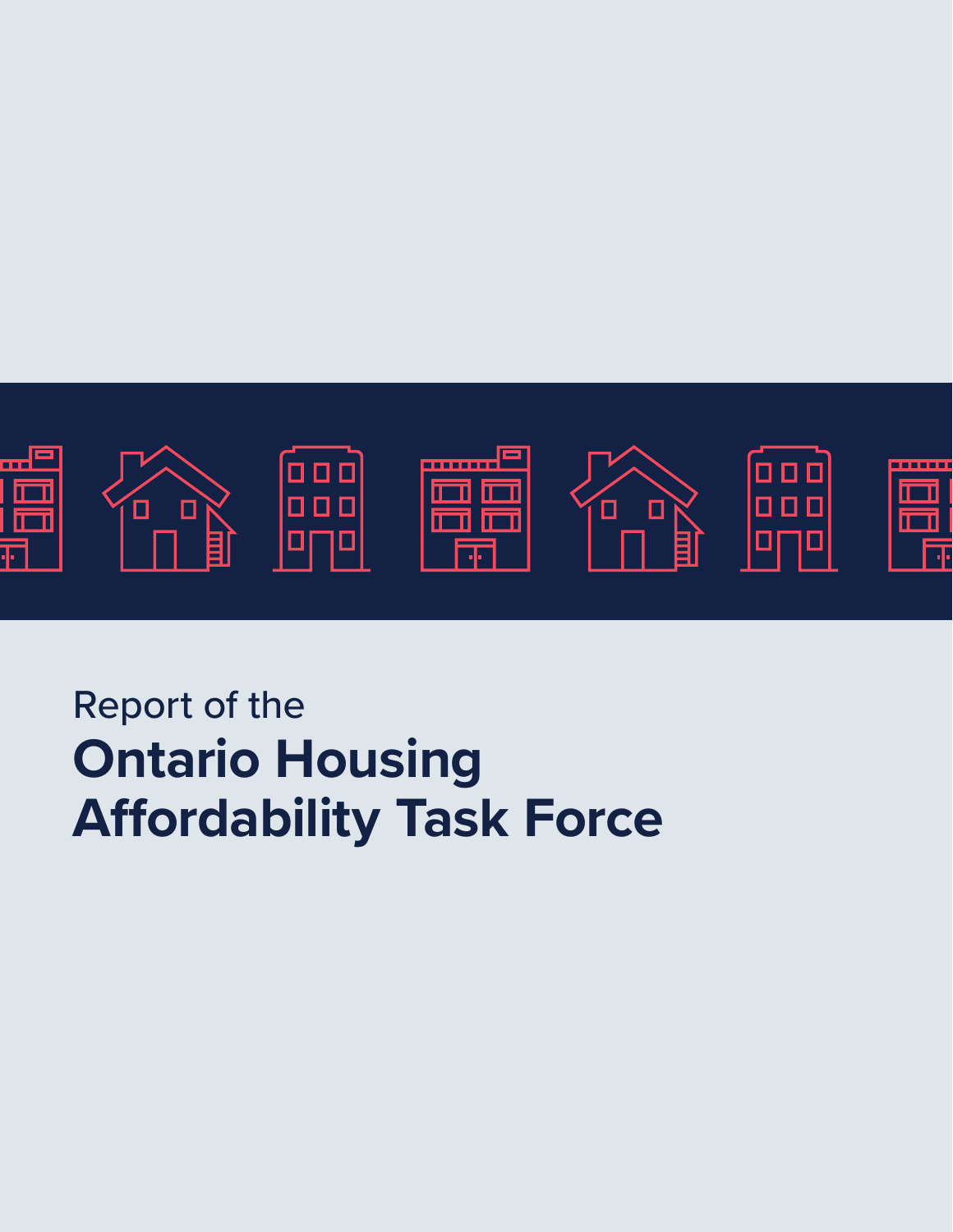Report of the

# Ontario Housing Affordability Task Force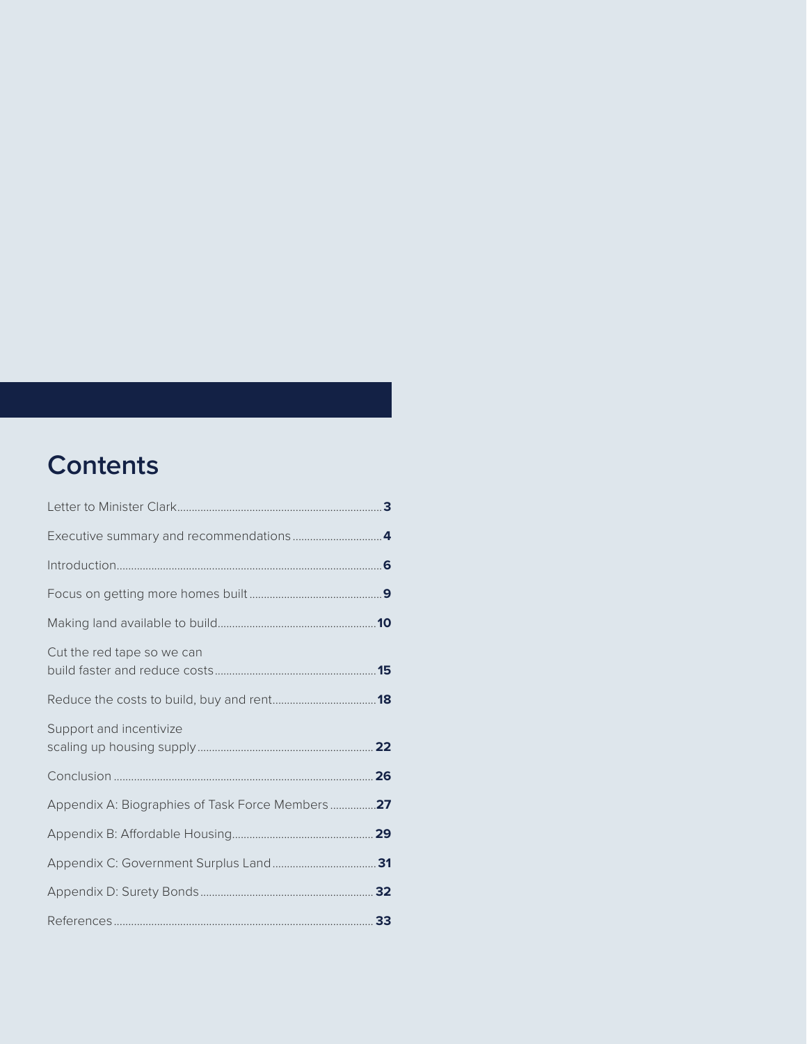# Contents

| | |
|---|---|
| Letter to Minister Clark | **3** |
| Executive summary and recommendations | **4** |
| Introduction | **6** |
| Focus on getting more homes built | **9** |
| Making land available to build | **10** |
| Cut the red tape so we can build faster and reduce costs | **15** |
| Reduce the costs to build, buy and rent | **18** |
| Support and incentivize scaling up housing supply | **22** |
| Conclusion | **26** |
| Appendix A: Biographies of Task Force Members | **27** |
| Appendix B: Affordable Housing | **29** |
| Appendix C: Government Surplus Land | **31** |
| Appendix D: Surety Bonds | **32** |
| References | **33** |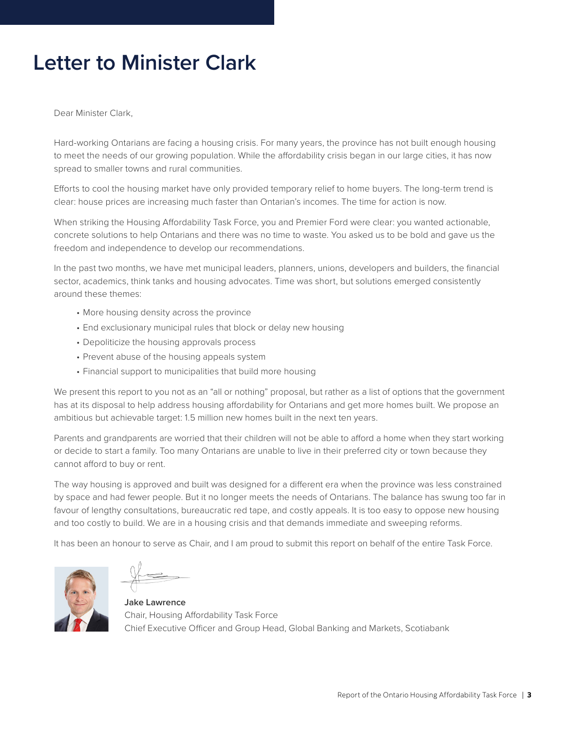# Letter to Minister Clark

Dear Minister Clark,

Hard-working Ontarians are facing a housing crisis. For many years, the province has not built enough housing to meet the needs of our growing population. While the affordability crisis began in our large cities, it has now spread to smaller towns and rural communities.

Efforts to cool the housing market have only provided temporary relief to home buyers. The long-term trend is clear: house prices are increasing much faster than Ontarian's incomes. The time for action is now.

When striking the Housing Affordability Task Force, you and Premier Ford were clear: you wanted actionable, concrete solutions to help Ontarians and there was no time to waste. You asked us to be bold and gave us the freedom and independence to develop our recommendations.

In the past two months, we have met municipal leaders, planners, unions, developers and builders, the financial sector, academics, think tanks and housing advocates. Time was short, but solutions emerged consistently around these themes:

- More housing density across the province
- End exclusionary municipal rules that block or delay new housing
- Depoliticize the housing approvals process
- Prevent abuse of the housing appeals system
- Financial support to municipalities that build more housing

We present this report to you not as an "all or nothing" proposal, but rather as a list of options that the government has at its disposal to help address housing affordability for Ontarians and get more homes built. We propose an ambitious but achievable target: 1.5 million new homes built in the next ten years.

Parents and grandparents are worried that their children will not be able to afford a home when they start working or decide to start a family. Too many Ontarians are unable to live in their preferred city or town because they cannot afford to buy or rent.

The way housing is approved and built was designed for a different era when the province was less constrained by space and had fewer people. But it no longer meets the needs of Ontarians. The balance has swung too far in favour of lengthy consultations, bureaucratic red tape, and costly appeals. It is too easy to oppose new housing and too costly to build. We are in a housing crisis and that demands immediate and sweeping reforms.

It has been an honour to serve as Chair, and I am proud to submit this report on behalf of the entire Task Force.

**Jake Lawrence**
Chair, Housing Affordability Task Force
Chief Executive Officer and Group Head, Global Banking and Markets, Scotiabank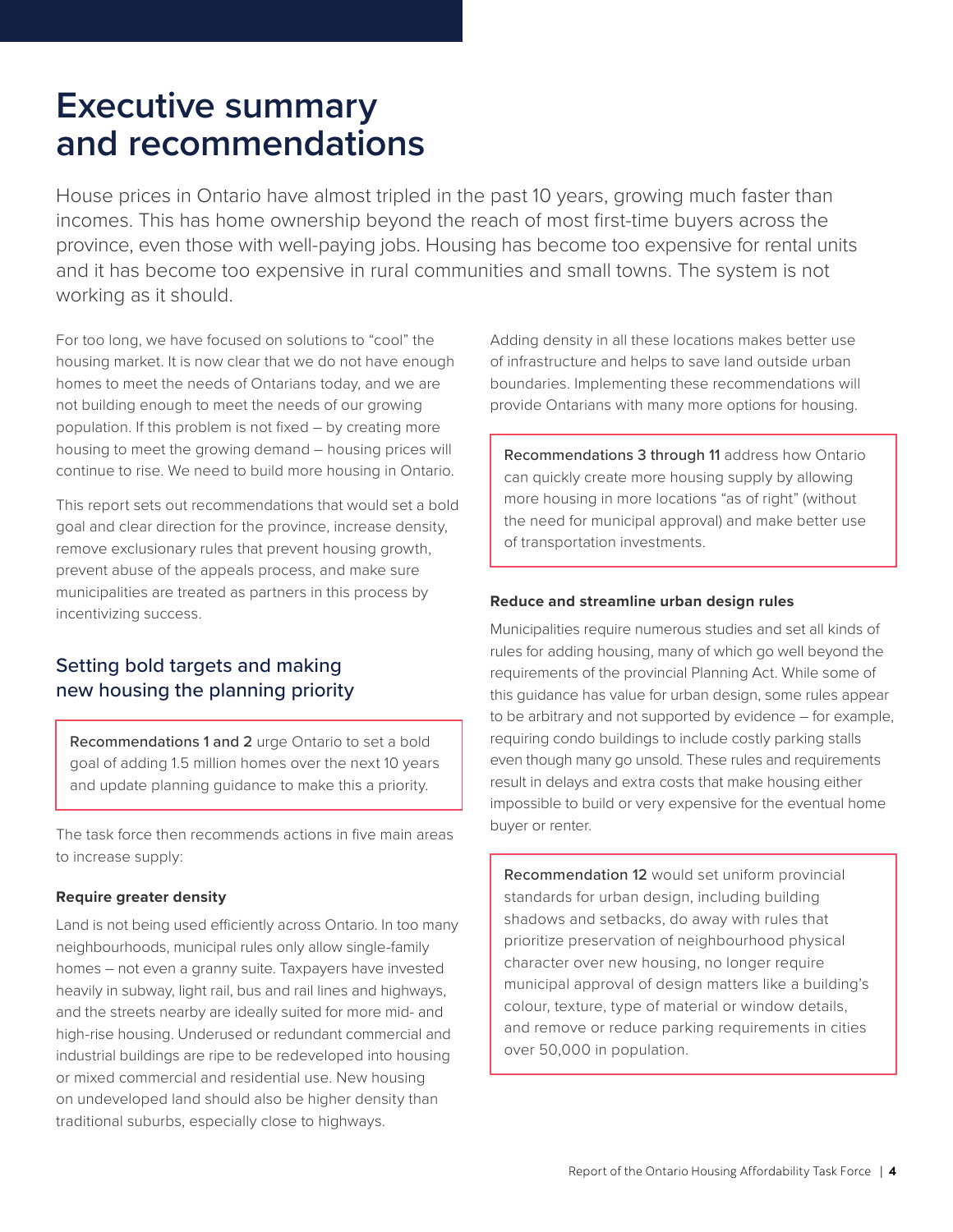# Executive summary and recommendations

House prices in Ontario have almost tripled in the past 10 years, growing much faster than incomes. This has home ownership beyond the reach of most first-time buyers across the province, even those with well-paying jobs. Housing has become too expensive for rental units and it has become too expensive in rural communities and small towns. The system is not working as it should.

For too long, we have focused on solutions to "cool" the housing market. It is now clear that we do not have enough homes to meet the needs of Ontarians today, and we are not building enough to meet the needs of our growing population. If this problem is not fixed – by creating more housing to meet the growing demand – housing prices will continue to rise. We need to build more housing in Ontario.

This report sets out recommendations that would set a bold goal and clear direction for the province, increase density, remove exclusionary rules that prevent housing growth, prevent abuse of the appeals process, and make sure municipalities are treated as partners in this process by incentivizing success.

## Setting bold targets and making new housing the planning priority

> **Recommendations 1 and 2** urge Ontario to set a bold goal of adding 1.5 million homes over the next 10 years and update planning guidance to make this a priority.

The task force then recommends actions in five main areas to increase supply:

**Require greater density**

Land is not being used efficiently across Ontario. In too many neighbourhoods, municipal rules only allow single-family homes – not even a granny suite. Taxpayers have invested heavily in subway, light rail, bus and rail lines and highways, and the streets nearby are ideally suited for more mid- and high-rise housing. Underused or redundant commercial and industrial buildings are ripe to be redeveloped into housing or mixed commercial and residential use. New housing on undeveloped land should also be higher density than traditional suburbs, especially close to highways.

Adding density in all these locations makes better use of infrastructure and helps to save land outside urban boundaries. Implementing these recommendations will provide Ontarians with many more options for housing.

> **Recommendations 3 through 11** address how Ontario can quickly create more housing supply by allowing more housing in more locations "as of right" (without the need for municipal approval) and make better use of transportation investments.

**Reduce and streamline urban design rules**

Municipalities require numerous studies and set all kinds of rules for adding housing, many of which go well beyond the requirements of the provincial Planning Act. While some of this guidance has value for urban design, some rules appear to be arbitrary and not supported by evidence – for example, requiring condo buildings to include costly parking stalls even though many go unsold. These rules and requirements result in delays and extra costs that make housing either impossible to build or very expensive for the eventual home buyer or renter.

> **Recommendation 12** would set uniform provincial standards for urban design, including building shadows and setbacks, do away with rules that prioritize preservation of neighbourhood physical character over new housing, no longer require municipal approval of design matters like a building's colour, texture, type of material or window details, and remove or reduce parking requirements in cities over 50,000 in population.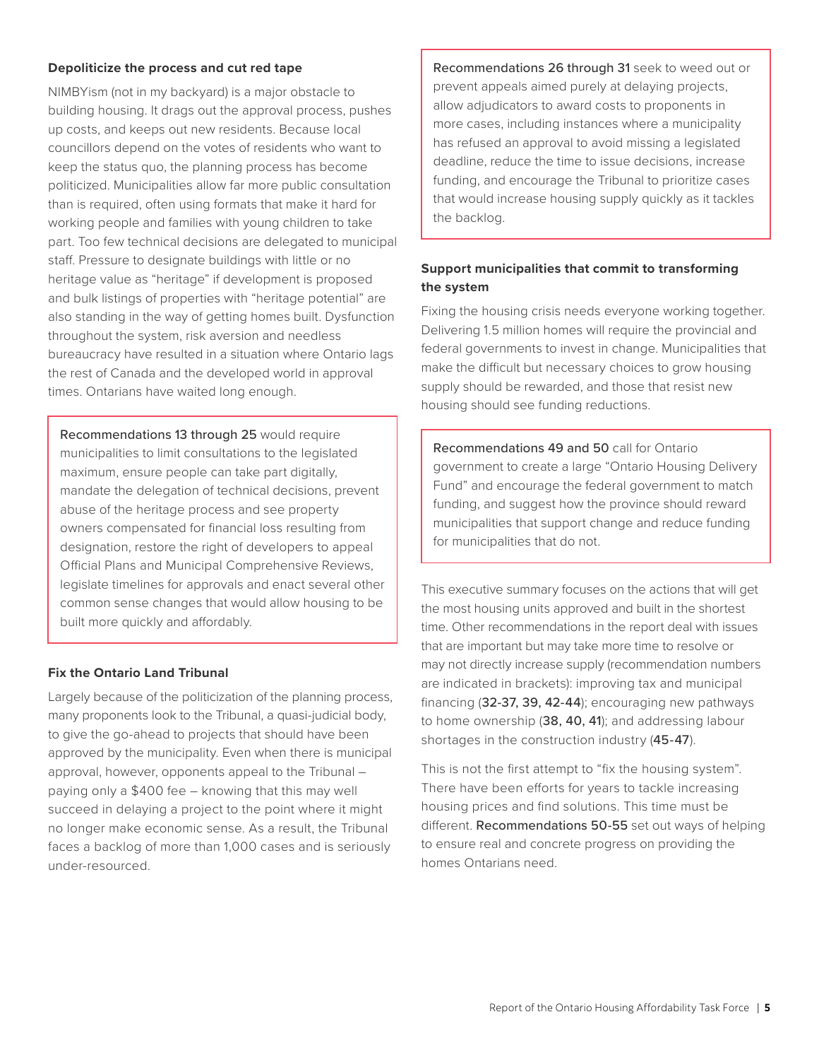### Depoliticize the process and cut red tape

NIMBYism (not in my backyard) is a major obstacle to building housing. It drags out the approval process, pushes up costs, and keeps out new residents. Because local councillors depend on the votes of residents who want to keep the status quo, the planning process has become politicized. Municipalities allow far more public consultation than is required, often using formats that make it hard for working people and families with young children to take part. Too few technical decisions are delegated to municipal staff. Pressure to designate buildings with little or no heritage value as "heritage" if development is proposed and bulk listings of properties with "heritage potential" are also standing in the way of getting homes built. Dysfunction throughout the system, risk aversion and needless bureaucracy have resulted in a situation where Ontario lags the rest of Canada and the developed world in approval times. Ontarians have waited long enough.

> **Recommendations 13 through 25** would require municipalities to limit consultations to the legislated maximum, ensure people can take part digitally, mandate the delegation of technical decisions, prevent abuse of the heritage process and see property owners compensated for financial loss resulting from designation, restore the right of developers to appeal Official Plans and Municipal Comprehensive Reviews, legislate timelines for approvals and enact several other common sense changes that would allow housing to be built more quickly and affordably.

### Fix the Ontario Land Tribunal

Largely because of the politicization of the planning process, many proponents look to the Tribunal, a quasi-judicial body, to give the go-ahead to projects that should have been approved by the municipality. Even when there is municipal approval, however, opponents appeal to the Tribunal – paying only a $400 fee – knowing that this may well succeed in delaying a project to the point where it might no longer make economic sense. As a result, the Tribunal faces a backlog of more than 1,000 cases and is seriously under-resourced.

> **Recommendations 26 through 31** seek to weed out or prevent appeals aimed purely at delaying projects, allow adjudicators to award costs to proponents in more cases, including instances where a municipality has refused an approval to avoid missing a legislated deadline, reduce the time to issue decisions, increase funding, and encourage the Tribunal to prioritize cases that would increase housing supply quickly as it tackles the backlog.

### Support municipalities that commit to transforming the system

Fixing the housing crisis needs everyone working together. Delivering 1.5 million homes will require the provincial and federal governments to invest in change. Municipalities that make the difficult but necessary choices to grow housing supply should be rewarded, and those that resist new housing should see funding reductions.

> **Recommendations 49 and 50** call for Ontario government to create a large "Ontario Housing Delivery Fund" and encourage the federal government to match funding, and suggest how the province should reward municipalities that support change and reduce funding for municipalities that do not.

This executive summary focuses on the actions that will get the most housing units approved and built in the shortest time. Other recommendations in the report deal with issues that are important but may take more time to resolve or may not directly increase supply (recommendation numbers are indicated in brackets): improving tax and municipal financing (**32-37, 39, 42-44**); encouraging new pathways to home ownership (**38, 40, 41**); and addressing labour shortages in the construction industry (**45-47**).

This is not the first attempt to "fix the housing system". There have been efforts for years to tackle increasing housing prices and find solutions. This time must be different. **Recommendations 50-55** set out ways of helping to ensure real and concrete progress on providing the homes Ontarians need.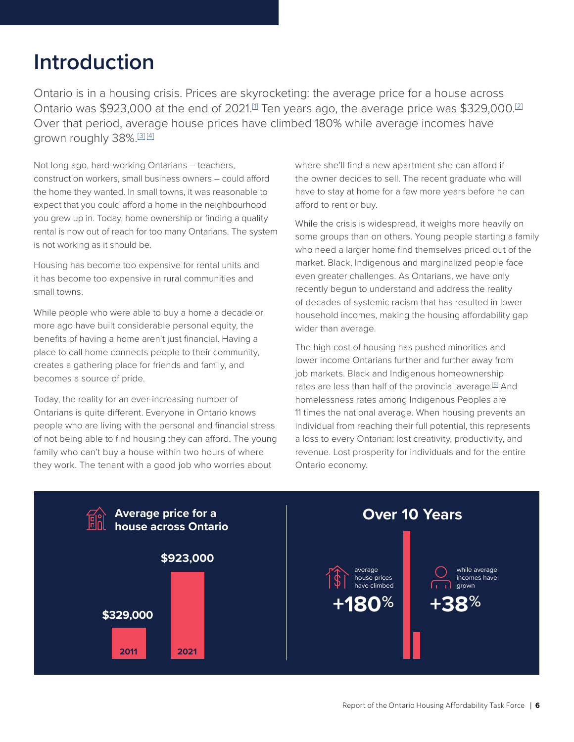# Introduction

Ontario is in a housing crisis. Prices are skyrocketing: the average price for a house across Ontario was $923,000 at the end of 2021.[1] Ten years ago, the average price was $329,000.[2] Over that period, average house prices have climbed 180% while average incomes have grown roughly 38%.[3] [4]

Not long ago, hard-working Ontarians – teachers, construction workers, small business owners – could afford the home they wanted. In small towns, it was reasonable to expect that you could afford a home in the neighbourhood you grew up in. Today, home ownership or finding a quality rental is now out of reach for too many Ontarians. The system is not working as it should be.

Housing has become too expensive for rental units and it has become too expensive in rural communities and small towns.

While people who were able to buy a home a decade or more ago have built considerable personal equity, the benefits of having a home aren't just financial. Having a place to call home connects people to their community, creates a gathering place for friends and family, and becomes a source of pride.

Today, the reality for an ever-increasing number of Ontarians is quite different. Everyone in Ontario knows people who are living with the personal and financial stress of not being able to find housing they can afford. The young family who can't buy a house within two hours of where they work. The tenant with a good job who worries about where she'll find a new apartment she can afford if the owner decides to sell. The recent graduate who will have to stay at home for a few more years before he can afford to rent or buy.

While the crisis is widespread, it weighs more heavily on some groups than on others. Young people starting a family who need a larger home find themselves priced out of the market. Black, Indigenous and marginalized people face even greater challenges. As Ontarians, we have only recently begun to understand and address the reality of decades of systemic racism that has resulted in lower household incomes, making the housing affordability gap wider than average.

The high cost of housing has pushed minorities and lower income Ontarians further and further away from job markets. Black and Indigenous homeownership rates are less than half of the provincial average.[5] And homelessness rates among Indigenous Peoples are 11 times the national average. When housing prevents an individual from reaching their full potential, this represents a loss to every Ontarian: lost creativity, productivity, and revenue. Lost prosperity for individuals and for the entire Ontario economy.

**Average price for a house across Ontario**

| Year | Average price |
|---|---|
| 2011 | $329,000 |
| 2021 | $923,000 |

**Over 10 Years**

average house prices have climbed **+180%**

while average incomes have grown **+38%**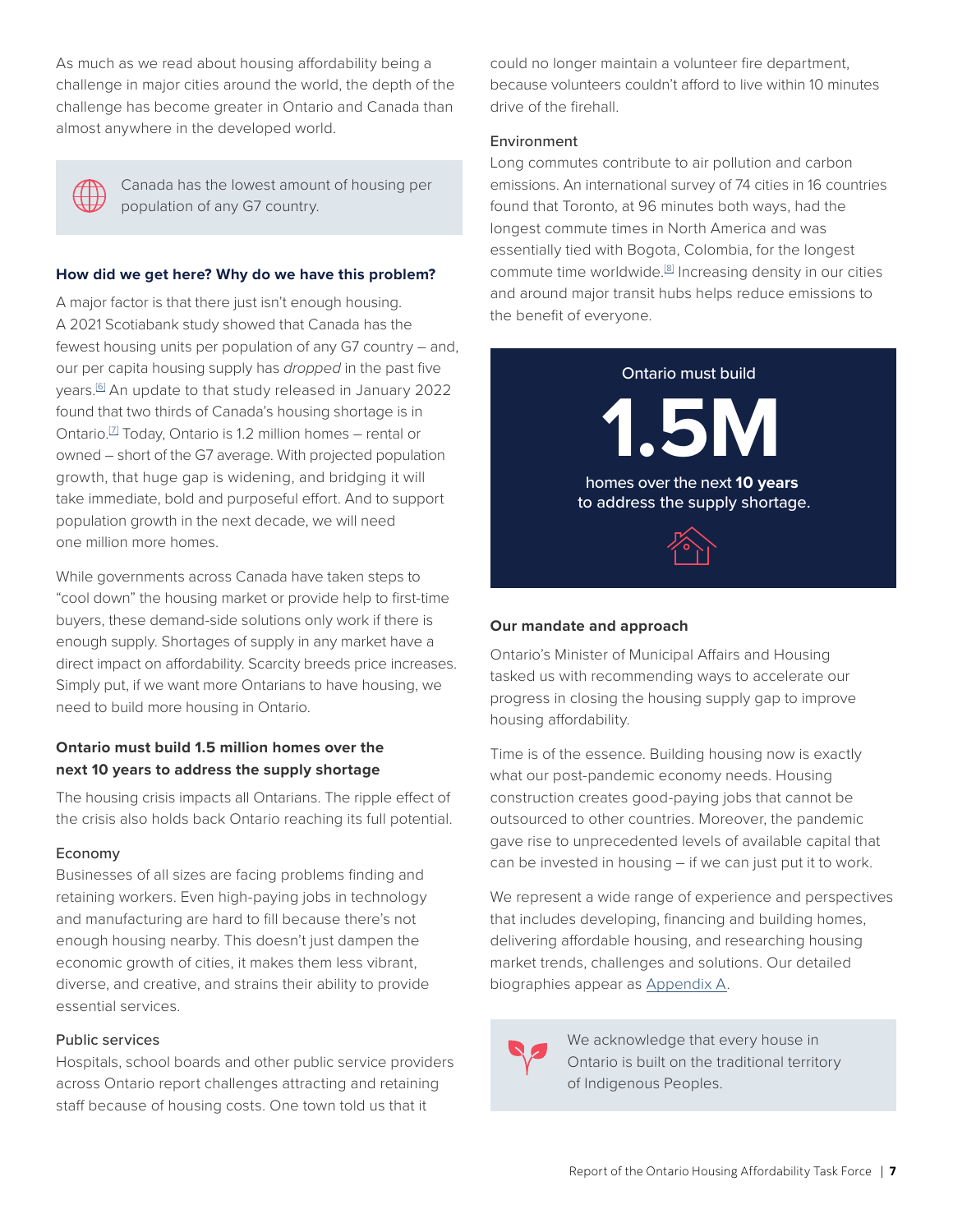As much as we read about housing affordability being a challenge in major cities around the world, the depth of the challenge has become greater in Ontario and Canada than almost anywhere in the developed world.

> Canada has the lowest amount of housing per population of any G7 country.

### How did we get here? Why do we have this problem?

A major factor is that there just isn't enough housing. A 2021 Scotiabank study showed that Canada has the fewest housing units per population of any G7 country – and, our per capita housing supply has *dropped* in the past five years.[6] An update to that study released in January 2022 found that two thirds of Canada's housing shortage is in Ontario.[7] Today, Ontario is 1.2 million homes – rental or owned – short of the G7 average. With projected population growth, that huge gap is widening, and bridging it will take immediate, bold and purposeful effort. And to support population growth in the next decade, we will need one million more homes.

While governments across Canada have taken steps to "cool down" the housing market or provide help to first-time buyers, these demand-side solutions only work if there is enough supply. Shortages of supply in any market have a direct impact on affordability. Scarcity breeds price increases. Simply put, if we want more Ontarians to have housing, we need to build more housing in Ontario.

### Ontario must build 1.5 million homes over the next 10 years to address the supply shortage

The housing crisis impacts all Ontarians. The ripple effect of the crisis also holds back Ontario reaching its full potential.

#### Economy

Businesses of all sizes are facing problems finding and retaining workers. Even high-paying jobs in technology and manufacturing are hard to fill because there's not enough housing nearby. This doesn't just dampen the economic growth of cities, it makes them less vibrant, diverse, and creative, and strains their ability to provide essential services.

#### Public services

Hospitals, school boards and other public service providers across Ontario report challenges attracting and retaining staff because of housing costs. One town told us that it could no longer maintain a volunteer fire department, because volunteers couldn't afford to live within 10 minutes drive of the firehall.

#### Environment

Long commutes contribute to air pollution and carbon emissions. An international survey of 74 cities in 16 countries found that Toronto, at 96 minutes both ways, had the longest commute times in North America and was essentially tied with Bogota, Colombia, for the longest commute time worldwide.[8] Increasing density in our cities and around major transit hubs helps reduce emissions to the benefit of everyone.

> Ontario must build
>
> **1.5M**
>
> homes over the next **10 years** to address the supply shortage.

### Our mandate and approach

Ontario's Minister of Municipal Affairs and Housing tasked us with recommending ways to accelerate our progress in closing the housing supply gap to improve housing affordability.

Time is of the essence. Building housing now is exactly what our post-pandemic economy needs. Housing construction creates good-paying jobs that cannot be outsourced to other countries. Moreover, the pandemic gave rise to unprecedented levels of available capital that can be invested in housing – if we can just put it to work.

We represent a wide range of experience and perspectives that includes developing, financing and building homes, delivering affordable housing, and researching housing market trends, challenges and solutions. Our detailed biographies appear as Appendix A.

> We acknowledge that every house in Ontario is built on the traditional territory of Indigenous Peoples.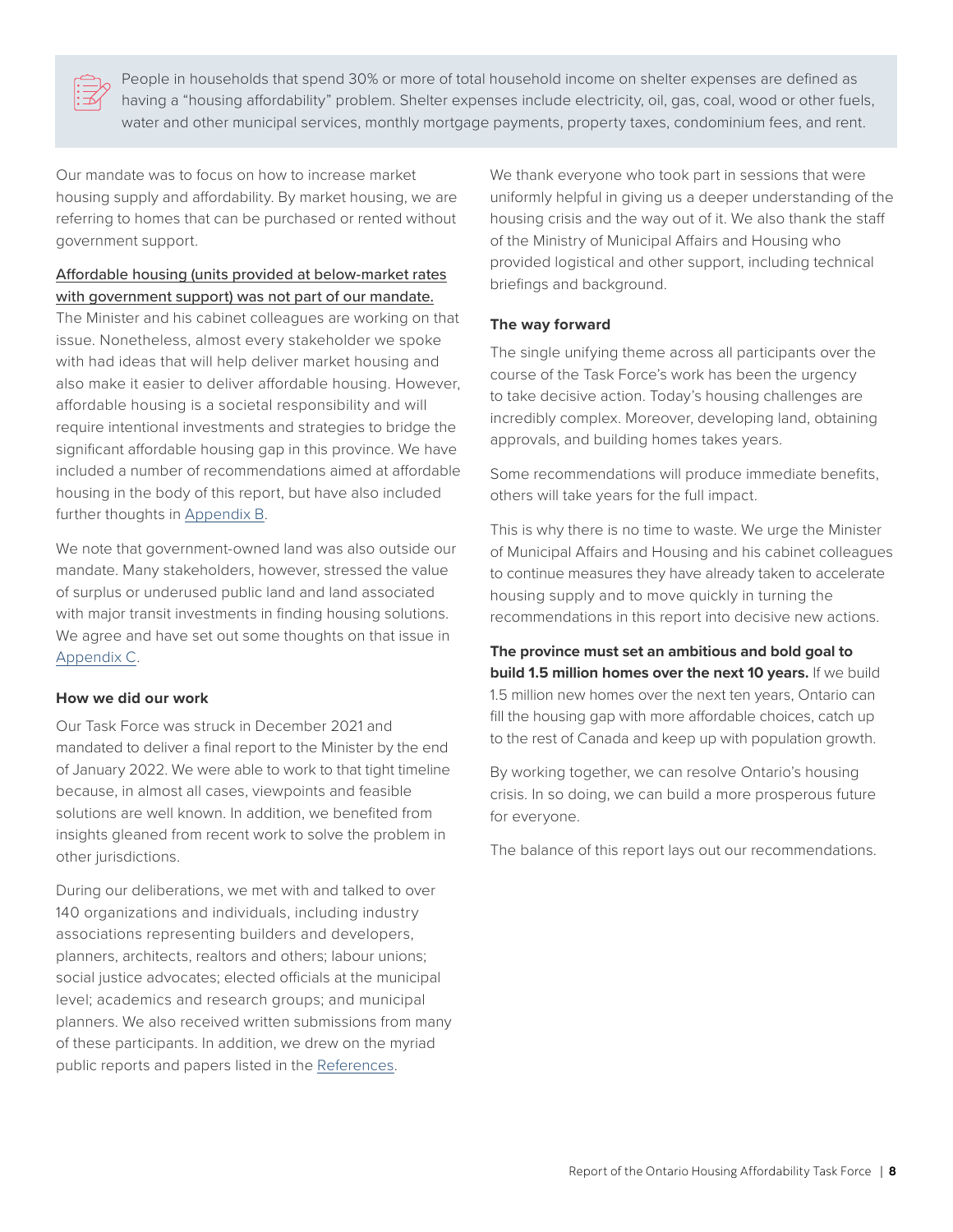> People in households that spend 30% or more of total household income on shelter expenses are defined as having a "housing affordability" problem. Shelter expenses include electricity, oil, gas, coal, wood or other fuels, water and other municipal services, monthly mortgage payments, property taxes, condominium fees, and rent.

Our mandate was to focus on how to increase market housing supply and affordability. By market housing, we are referring to homes that can be purchased or rented without government support.

Affordable housing (units provided at below-market rates with government support) was not part of our mandate. The Minister and his cabinet colleagues are working on that issue. Nonetheless, almost every stakeholder we spoke with had ideas that will help deliver market housing and also make it easier to deliver affordable housing. However, affordable housing is a societal responsibility and will require intentional investments and strategies to bridge the significant affordable housing gap in this province. We have included a number of recommendations aimed at affordable housing in the body of this report, but have also included further thoughts in Appendix B.

We note that government-owned land was also outside our mandate. Many stakeholders, however, stressed the value of surplus or underused public land and land associated with major transit investments in finding housing solutions. We agree and have set out some thoughts on that issue in Appendix C.

### How we did our work

Our Task Force was struck in December 2021 and mandated to deliver a final report to the Minister by the end of January 2022. We were able to work to that tight timeline because, in almost all cases, viewpoints and feasible solutions are well known. In addition, we benefited from insights gleaned from recent work to solve the problem in other jurisdictions.

During our deliberations, we met with and talked to over 140 organizations and individuals, including industry associations representing builders and developers, planners, architects, realtors and others; labour unions; social justice advocates; elected officials at the municipal level; academics and research groups; and municipal planners. We also received written submissions from many of these participants. In addition, we drew on the myriad public reports and papers listed in the References.

We thank everyone who took part in sessions that were uniformly helpful in giving us a deeper understanding of the housing crisis and the way out of it. We also thank the staff of the Ministry of Municipal Affairs and Housing who provided logistical and other support, including technical briefings and background.

### The way forward

The single unifying theme across all participants over the course of the Task Force's work has been the urgency to take decisive action. Today's housing challenges are incredibly complex. Moreover, developing land, obtaining approvals, and building homes takes years.

Some recommendations will produce immediate benefits, others will take years for the full impact.

This is why there is no time to waste. We urge the Minister of Municipal Affairs and Housing and his cabinet colleagues to continue measures they have already taken to accelerate housing supply and to move quickly in turning the recommendations in this report into decisive new actions.

**The province must set an ambitious and bold goal to build 1.5 million homes over the next 10 years.** If we build 1.5 million new homes over the next ten years, Ontario can fill the housing gap with more affordable choices, catch up to the rest of Canada and keep up with population growth.

By working together, we can resolve Ontario's housing crisis. In so doing, we can build a more prosperous future for everyone.

The balance of this report lays out our recommendations.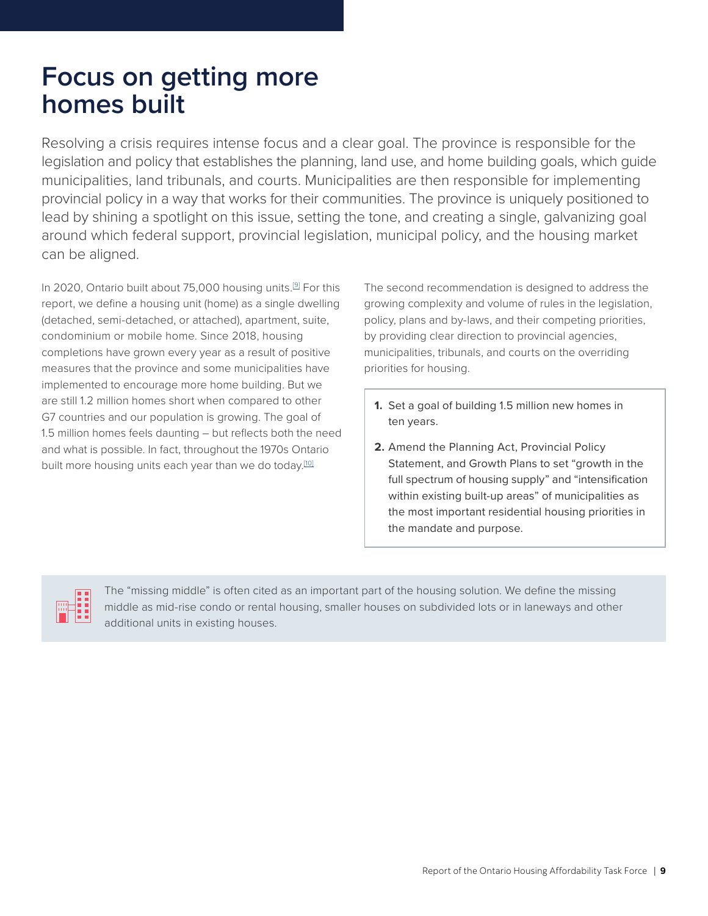# Focus on getting more homes built

Resolving a crisis requires intense focus and a clear goal. The province is responsible for the legislation and policy that establishes the planning, land use, and home building goals, which guide municipalities, land tribunals, and courts. Municipalities are then responsible for implementing provincial policy in a way that works for their communities. The province is uniquely positioned to lead by shining a spotlight on this issue, setting the tone, and creating a single, galvanizing goal around which federal support, provincial legislation, municipal policy, and the housing market can be aligned.

In 2020, Ontario built about 75,000 housing units.[9] For this report, we define a housing unit (home) as a single dwelling (detached, semi-detached, or attached), apartment, suite, condominium or mobile home. Since 2018, housing completions have grown every year as a result of positive measures that the province and some municipalities have implemented to encourage more home building. But we are still 1.2 million homes short when compared to other G7 countries and our population is growing. The goal of 1.5 million homes feels daunting – but reflects both the need and what is possible. In fact, throughout the 1970s Ontario built more housing units each year than we do today.[10]

The second recommendation is designed to address the growing complexity and volume of rules in the legislation, policy, plans and by-laws, and their competing priorities, by providing clear direction to provincial agencies, municipalities, tribunals, and courts on the overriding priorities for housing.

1. Set a goal of building 1.5 million new homes in ten years.
2. Amend the Planning Act, Provincial Policy Statement, and Growth Plans to set "growth in the full spectrum of housing supply" and "intensification within existing built-up areas" of municipalities as the most important residential housing priorities in the mandate and purpose.

The "missing middle" is often cited as an important part of the housing solution. We define the missing middle as mid-rise condo or rental housing, smaller houses on subdivided lots or in laneways and other additional units in existing houses.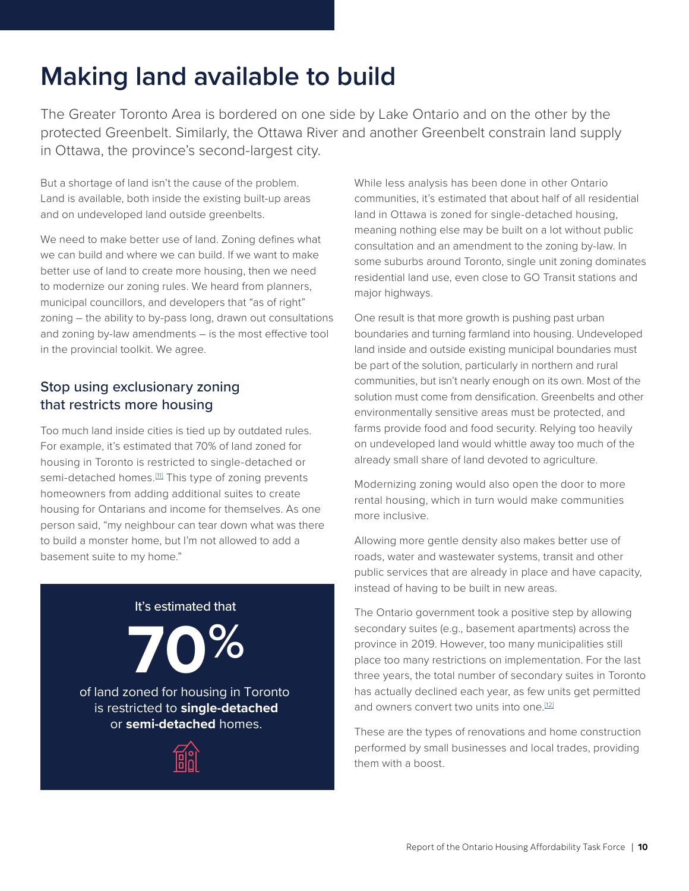# Making land available to build

The Greater Toronto Area is bordered on one side by Lake Ontario and on the other by the protected Greenbelt. Similarly, the Ottawa River and another Greenbelt constrain land supply in Ottawa, the province's second-largest city.

But a shortage of land isn't the cause of the problem. Land is available, both inside the existing built-up areas and on undeveloped land outside greenbelts.

We need to make better use of land. Zoning defines what we can build and where we can build. If we want to make better use of land to create more housing, then we need to modernize our zoning rules. We heard from planners, municipal councillors, and developers that "as of right" zoning – the ability to by-pass long, drawn out consultations and zoning by-law amendments – is the most effective tool in the provincial toolkit. We agree.

## Stop using exclusionary zoning that restricts more housing

Too much land inside cities is tied up by outdated rules. For example, it's estimated that 70% of land zoned for housing in Toronto is restricted to single-detached or semi-detached homes.[11] This type of zoning prevents homeowners from adding additional suites to create housing for Ontarians and income for themselves. As one person said, "my neighbour can tear down what was there to build a monster home, but I'm not allowed to add a basement suite to my home."

It's estimated that

**70%**

of land zoned for housing in Toronto is restricted to **single-detached** or **semi-detached** homes.

While less analysis has been done in other Ontario communities, it's estimated that about half of all residential land in Ottawa is zoned for single-detached housing, meaning nothing else may be built on a lot without public consultation and an amendment to the zoning by-law. In some suburbs around Toronto, single unit zoning dominates residential land use, even close to GO Transit stations and major highways.

One result is that more growth is pushing past urban boundaries and turning farmland into housing. Undeveloped land inside and outside existing municipal boundaries must be part of the solution, particularly in northern and rural communities, but isn't nearly enough on its own. Most of the solution must come from densification. Greenbelts and other environmentally sensitive areas must be protected, and farms provide food and food security. Relying too heavily on undeveloped land would whittle away too much of the already small share of land devoted to agriculture.

Modernizing zoning would also open the door to more rental housing, which in turn would make communities more inclusive.

Allowing more gentle density also makes better use of roads, water and wastewater systems, transit and other public services that are already in place and have capacity, instead of having to be built in new areas.

The Ontario government took a positive step by allowing secondary suites (e.g., basement apartments) across the province in 2019. However, too many municipalities still place too many restrictions on implementation. For the last three years, the total number of secondary suites in Toronto has actually declined each year, as few units get permitted and owners convert two units into one.[12]

These are the types of renovations and home construction performed by small businesses and local trades, providing them with a boost.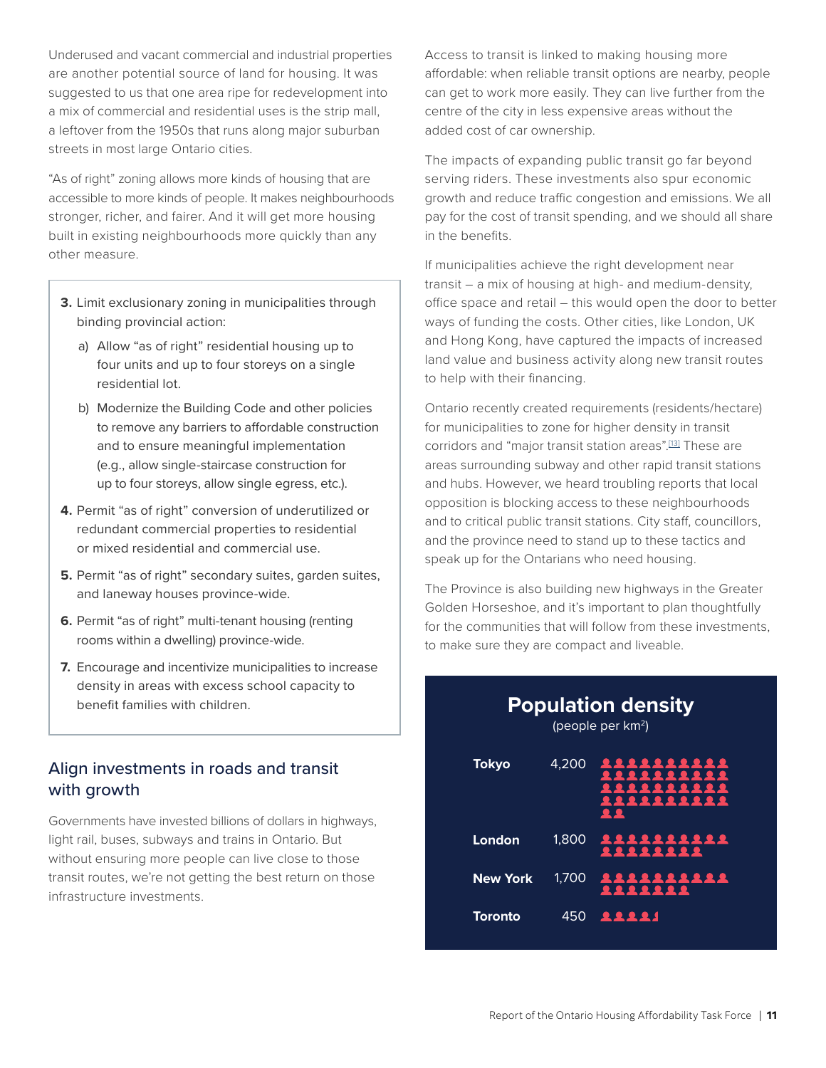Underused and vacant commercial and industrial properties are another potential source of land for housing. It was suggested to us that one area ripe for redevelopment into a mix of commercial and residential uses is the strip mall, a leftover from the 1950s that runs along major suburban streets in most large Ontario cities.

"As of right" zoning allows more kinds of housing that are accessible to more kinds of people. It makes neighbourhoods stronger, richer, and fairer. And it will get more housing built in existing neighbourhoods more quickly than any other measure.

> **3.** Limit exclusionary zoning in municipalities through binding provincial action:
>
> a) Allow "as of right" residential housing up to four units and up to four storeys on a single residential lot.
>
> b) Modernize the Building Code and other policies to remove any barriers to affordable construction and to ensure meaningful implementation (e.g., allow single-staircase construction for up to four storeys, allow single egress, etc.).
>
> **4.** Permit "as of right" conversion of underutilized or redundant commercial properties to residential or mixed residential and commercial use.
>
> **5.** Permit "as of right" secondary suites, garden suites, and laneway houses province-wide.
>
> **6.** Permit "as of right" multi-tenant housing (renting rooms within a dwelling) province-wide.
>
> **7.** Encourage and incentivize municipalities to increase density in areas with excess school capacity to benefit families with children.

## Align investments in roads and transit with growth

Governments have invested billions of dollars in highways, light rail, buses, subways and trains in Ontario. But without ensuring more people can live close to those transit routes, we're not getting the best return on those infrastructure investments.

Access to transit is linked to making housing more affordable: when reliable transit options are nearby, people can get to work more easily. They can live further from the centre of the city in less expensive areas without the added cost of car ownership.

The impacts of expanding public transit go far beyond serving riders. These investments also spur economic growth and reduce traffic congestion and emissions. We all pay for the cost of transit spending, and we should all share in the benefits.

If municipalities achieve the right development near transit – a mix of housing at high- and medium-density, office space and retail – this would open the door to better ways of funding the costs. Other cities, like London, UK and Hong Kong, have captured the impacts of increased land value and business activity along new transit routes to help with their financing.

Ontario recently created requirements (residents/hectare) for municipalities to zone for higher density in transit corridors and "major transit station areas".[13] These are areas surrounding subway and other rapid transit stations and hubs. However, we heard troubling reports that local opposition is blocking access to these neighbourhoods and to critical public transit stations. City staff, councillors, and the province need to stand up to these tactics and speak up for the Ontarians who need housing.

The Province is also building new highways in the Greater Golden Horseshoe, and it's important to plan thoughtfully for the communities that will follow from these investments, to make sure they are compact and liveable.

**Population density**
(people per km²)

| City | Density |
|---|---|
| Tokyo | 4,200 |
| London | 1,800 |
| New York | 1,700 |
| Toronto | 450 |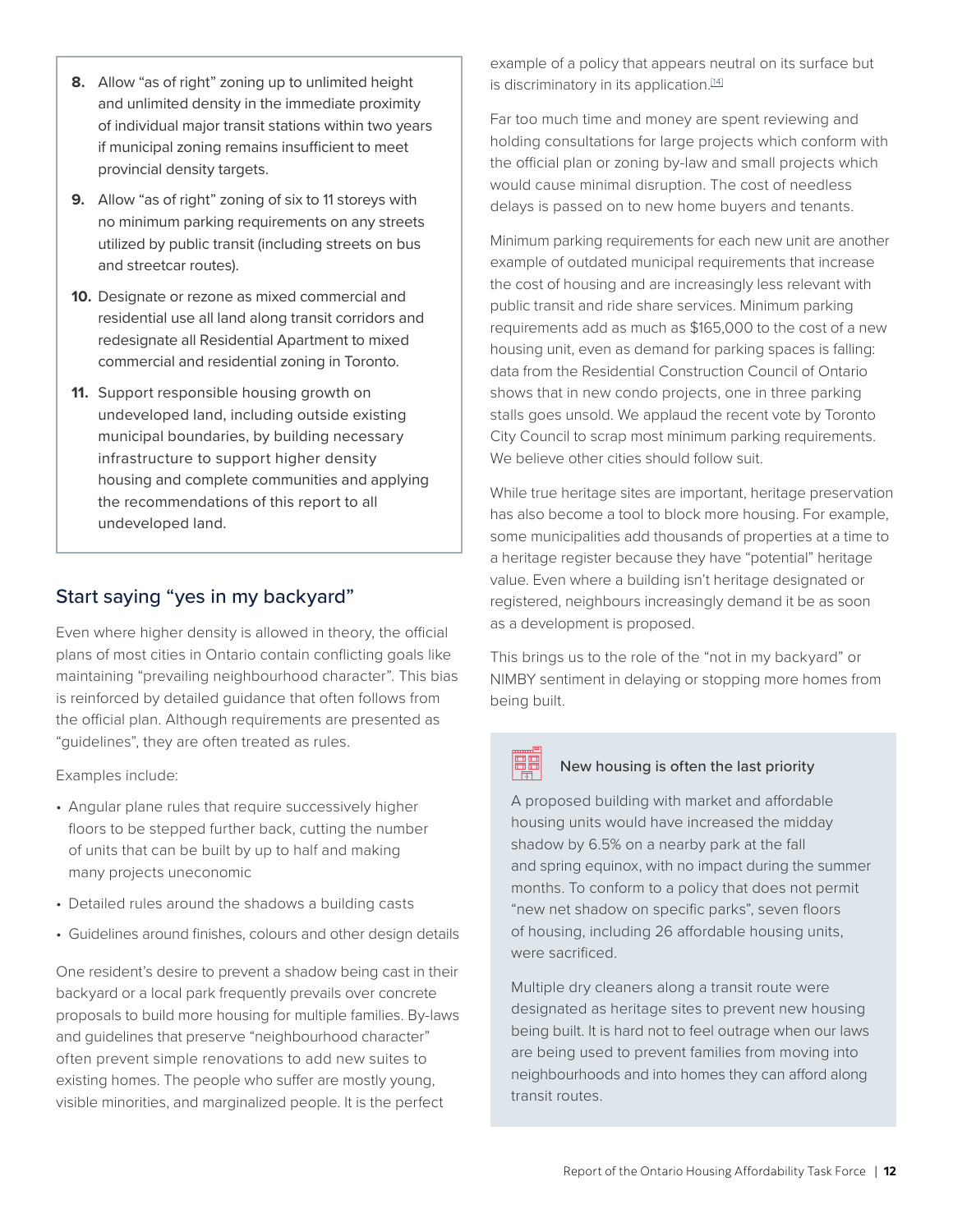8. Allow "as of right" zoning up to unlimited height and unlimited density in the immediate proximity of individual major transit stations within two years if municipal zoning remains insufficient to meet provincial density targets.
9. Allow "as of right" zoning of six to 11 storeys with no minimum parking requirements on any streets utilized by public transit (including streets on bus and streetcar routes).
10. Designate or rezone as mixed commercial and residential use all land along transit corridors and redesignate all Residential Apartment to mixed commercial and residential zoning in Toronto.
11. Support responsible housing growth on undeveloped land, including outside existing municipal boundaries, by building necessary infrastructure to support higher density housing and complete communities and applying the recommendations of this report to all undeveloped land.

## Start saying "yes in my backyard"

Even where higher density is allowed in theory, the official plans of most cities in Ontario contain conflicting goals like maintaining "prevailing neighbourhood character". This bias is reinforced by detailed guidance that often follows from the official plan. Although requirements are presented as "guidelines", they are often treated as rules.

Examples include:

- Angular plane rules that require successively higher floors to be stepped further back, cutting the number of units that can be built by up to half and making many projects uneconomic
- Detailed rules around the shadows a building casts
- Guidelines around finishes, colours and other design details

One resident's desire to prevent a shadow being cast in their backyard or a local park frequently prevails over concrete proposals to build more housing for multiple families. By-laws and guidelines that preserve "neighbourhood character" often prevent simple renovations to add new suites to existing homes. The people who suffer are mostly young, visible minorities, and marginalized people. It is the perfect example of a policy that appears neutral on its surface but is discriminatory in its application.[14]

Far too much time and money are spent reviewing and holding consultations for large projects which conform with the official plan or zoning by-law and small projects which would cause minimal disruption. The cost of needless delays is passed on to new home buyers and tenants.

Minimum parking requirements for each new unit are another example of outdated municipal requirements that increase the cost of housing and are increasingly less relevant with public transit and ride share services. Minimum parking requirements add as much as $165,000 to the cost of a new housing unit, even as demand for parking spaces is falling: data from the Residential Construction Council of Ontario shows that in new condo projects, one in three parking stalls goes unsold. We applaud the recent vote by Toronto City Council to scrap most minimum parking requirements. We believe other cities should follow suit.

While true heritage sites are important, heritage preservation has also become a tool to block more housing. For example, some municipalities add thousands of properties at a time to a heritage register because they have "potential" heritage value. Even where a building isn't heritage designated or registered, neighbours increasingly demand it be as soon as a development is proposed.

This brings us to the role of the "not in my backyard" or NIMBY sentiment in delaying or stopping more homes from being built.

### New housing is often the last priority

A proposed building with market and affordable housing units would have increased the midday shadow by 6.5% on a nearby park at the fall and spring equinox, with no impact during the summer months. To conform to a policy that does not permit "new net shadow on specific parks", seven floors of housing, including 26 affordable housing units, were sacrificed.

Multiple dry cleaners along a transit route were designated as heritage sites to prevent new housing being built. It is hard not to feel outrage when our laws are being used to prevent families from moving into neighbourhoods and into homes they can afford along transit routes.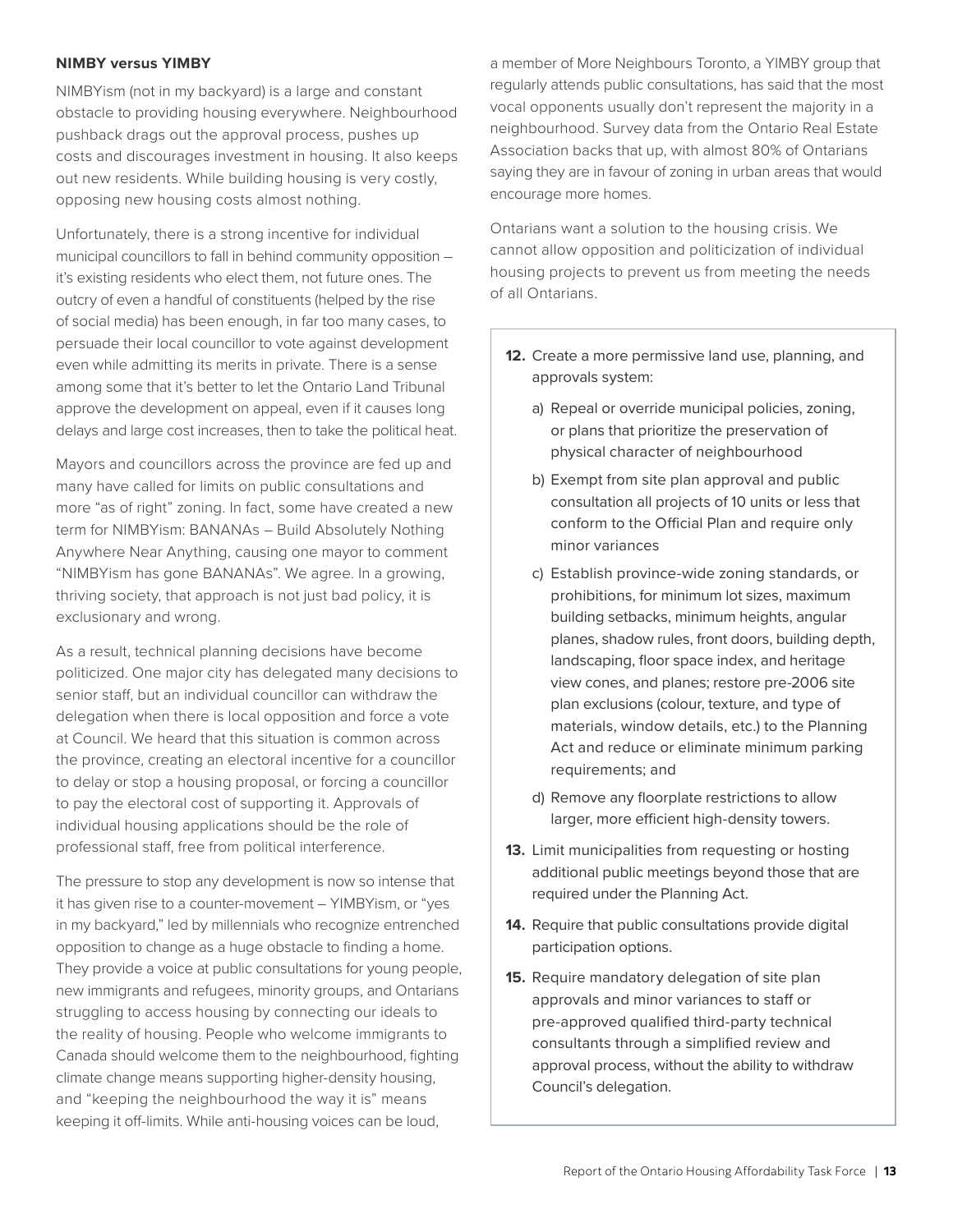### NIMBY versus YIMBY

NIMBYism (not in my backyard) is a large and constant obstacle to providing housing everywhere. Neighbourhood pushback drags out the approval process, pushes up costs and discourages investment in housing. It also keeps out new residents. While building housing is very costly, opposing new housing costs almost nothing.

Unfortunately, there is a strong incentive for individual municipal councillors to fall in behind community opposition – it's existing residents who elect them, not future ones. The outcry of even a handful of constituents (helped by the rise of social media) has been enough, in far too many cases, to persuade their local councillor to vote against development even while admitting its merits in private. There is a sense among some that it's better to let the Ontario Land Tribunal approve the development on appeal, even if it causes long delays and large cost increases, then to take the political heat.

Mayors and councillors across the province are fed up and many have called for limits on public consultations and more "as of right" zoning. In fact, some have created a new term for NIMBYism: BANANAs – Build Absolutely Nothing Anywhere Near Anything, causing one mayor to comment "NIMBYism has gone BANANAs". We agree. In a growing, thriving society, that approach is not just bad policy, it is exclusionary and wrong.

As a result, technical planning decisions have become politicized. One major city has delegated many decisions to senior staff, but an individual councillor can withdraw the delegation when there is local opposition and force a vote at Council. We heard that this situation is common across the province, creating an electoral incentive for a councillor to delay or stop a housing proposal, or forcing a councillor to pay the electoral cost of supporting it. Approvals of individual housing applications should be the role of professional staff, free from political interference.

The pressure to stop any development is now so intense that it has given rise to a counter-movement – YIMBYism, or "yes in my backyard," led by millennials who recognize entrenched opposition to change as a huge obstacle to finding a home. They provide a voice at public consultations for young people, new immigrants and refugees, minority groups, and Ontarians struggling to access housing by connecting our ideals to the reality of housing. People who welcome immigrants to Canada should welcome them to the neighbourhood, fighting climate change means supporting higher-density housing, and "keeping the neighbourhood the way it is" means keeping it off-limits. While anti-housing voices can be loud, a member of More Neighbours Toronto, a YIMBY group that regularly attends public consultations, has said that the most vocal opponents usually don't represent the majority in a neighbourhood. Survey data from the Ontario Real Estate Association backs that up, with almost 80% of Ontarians saying they are in favour of zoning in urban areas that would encourage more homes.

Ontarians want a solution to the housing crisis. We cannot allow opposition and politicization of individual housing projects to prevent us from meeting the needs of all Ontarians.

**12.** Create a more permissive land use, planning, and approvals system:

a) Repeal or override municipal policies, zoning, or plans that prioritize the preservation of physical character of neighbourhood

b) Exempt from site plan approval and public consultation all projects of 10 units or less that conform to the Official Plan and require only minor variances

c) Establish province-wide zoning standards, or prohibitions, for minimum lot sizes, maximum building setbacks, minimum heights, angular planes, shadow rules, front doors, building depth, landscaping, floor space index, and heritage view cones, and planes; restore pre-2006 site plan exclusions (colour, texture, and type of materials, window details, etc.) to the Planning Act and reduce or eliminate minimum parking requirements; and

d) Remove any floorplate restrictions to allow larger, more efficient high-density towers.

**13.** Limit municipalities from requesting or hosting additional public meetings beyond those that are required under the Planning Act.

**14.** Require that public consultations provide digital participation options.

**15.** Require mandatory delegation of site plan approvals and minor variances to staff or pre-approved qualified third-party technical consultants through a simplified review and approval process, without the ability to withdraw Council's delegation.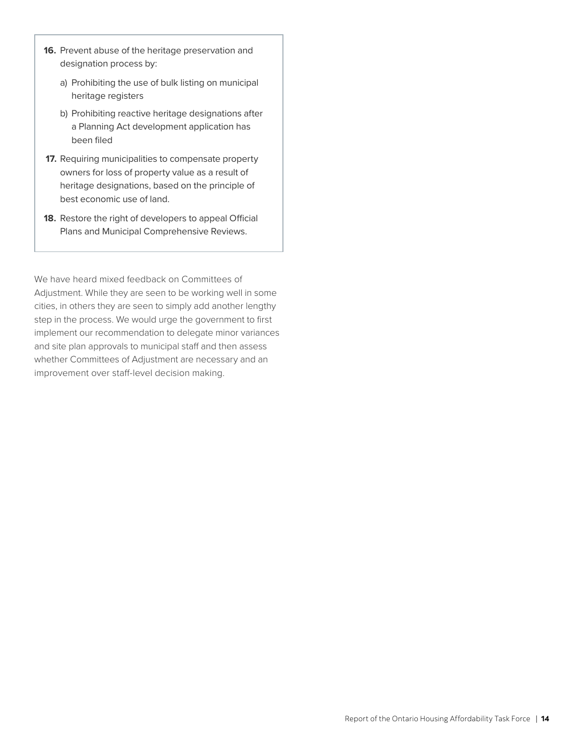16. Prevent abuse of the heritage preservation and designation process by:

    a) Prohibiting the use of bulk listing on municipal heritage registers

    b) Prohibiting reactive heritage designations after a Planning Act development application has been filed

17. Requiring municipalities to compensate property owners for loss of property value as a result of heritage designations, based on the principle of best economic use of land.

18. Restore the right of developers to appeal Official Plans and Municipal Comprehensive Reviews.

We have heard mixed feedback on Committees of Adjustment. While they are seen to be working well in some cities, in others they are seen to simply add another lengthy step in the process. We would urge the government to first implement our recommendation to delegate minor variances and site plan approvals to municipal staff and then assess whether Committees of Adjustment are necessary and an improvement over staff-level decision making.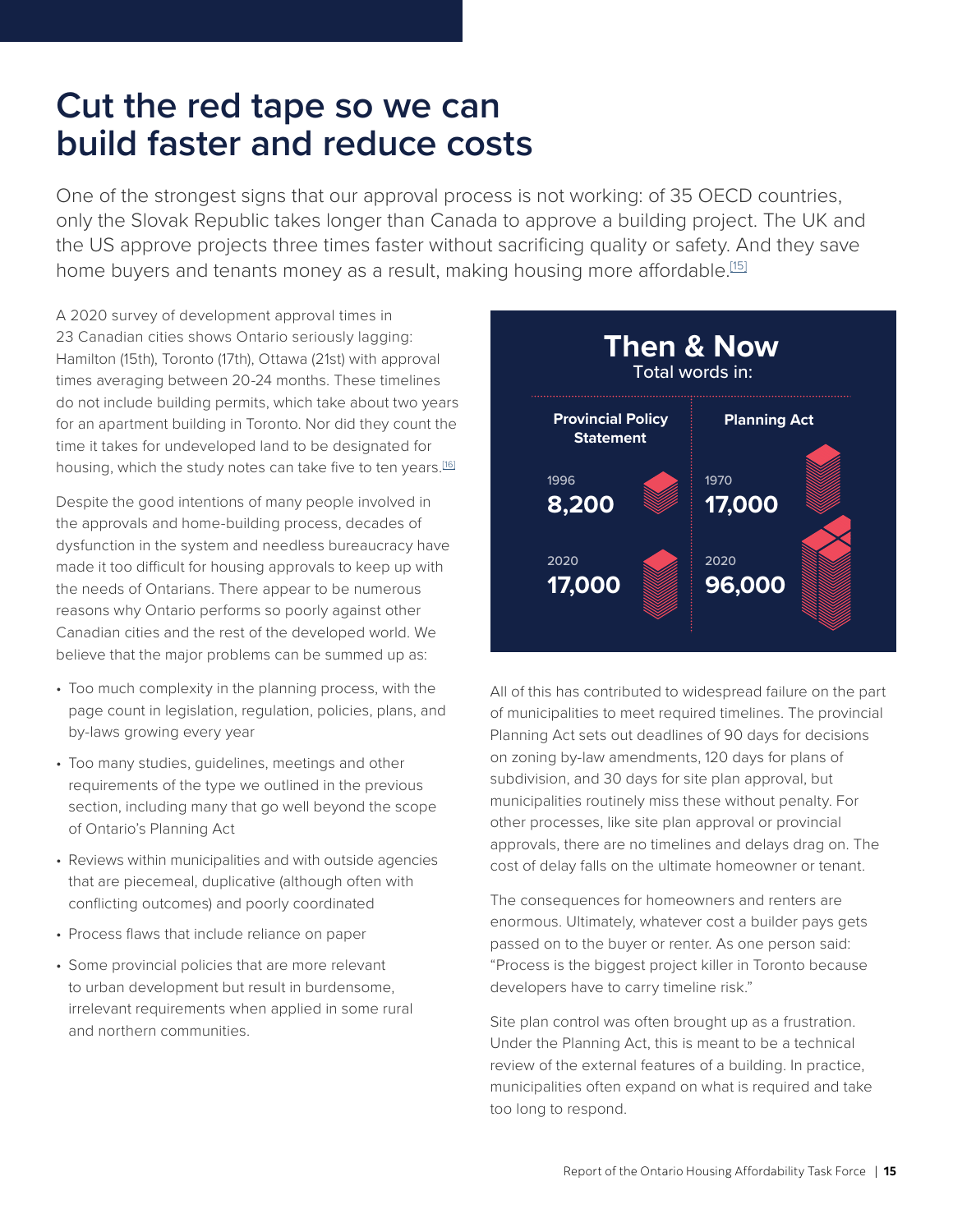# Cut the red tape so we can build faster and reduce costs

One of the strongest signs that our approval process is not working: of 35 OECD countries, only the Slovak Republic takes longer than Canada to approve a building project. The UK and the US approve projects three times faster without sacrificing quality or safety. And they save home buyers and tenants money as a result, making housing more affordable.[15]

A 2020 survey of development approval times in 23 Canadian cities shows Ontario seriously lagging: Hamilton (15th), Toronto (17th), Ottawa (21st) with approval times averaging between 20-24 months. These timelines do not include building permits, which take about two years for an apartment building in Toronto. Nor did they count the time it takes for undeveloped land to be designated for housing, which the study notes can take five to ten years.[16]

Despite the good intentions of many people involved in the approvals and home-building process, decades of dysfunction in the system and needless bureaucracy have made it too difficult for housing approvals to keep up with the needs of Ontarians. There appear to be numerous reasons why Ontario performs so poorly against other Canadian cities and the rest of the developed world. We believe that the major problems can be summed up as:

- Too much complexity in the planning process, with the page count in legislation, regulation, policies, plans, and by-laws growing every year
- Too many studies, guidelines, meetings and other requirements of the type we outlined in the previous section, including many that go well beyond the scope of Ontario's Planning Act
- Reviews within municipalities and with outside agencies that are piecemeal, duplicative (although often with conflicting outcomes) and poorly coordinated
- Process flaws that include reliance on paper
- Some provincial policies that are more relevant to urban development but result in burdensome, irrelevant requirements when applied in some rural and northern communities.

**Then & Now**

Total words in:

| Provincial Policy Statement | | Planning Act | |
|---|---|---|---|
| 1996 | 8,200 | 1970 | 17,000 |
| 2020 | 17,000 | 2020 | 96,000 |

All of this has contributed to widespread failure on the part of municipalities to meet required timelines. The provincial Planning Act sets out deadlines of 90 days for decisions on zoning by-law amendments, 120 days for plans of subdivision, and 30 days for site plan approval, but municipalities routinely miss these without penalty. For other processes, like site plan approval or provincial approvals, there are no timelines and delays drag on. The cost of delay falls on the ultimate homeowner or tenant.

The consequences for homeowners and renters are enormous. Ultimately, whatever cost a builder pays gets passed on to the buyer or renter. As one person said: "Process is the biggest project killer in Toronto because developers have to carry timeline risk."

Site plan control was often brought up as a frustration. Under the Planning Act, this is meant to be a technical review of the external features of a building. In practice, municipalities often expand on what is required and take too long to respond.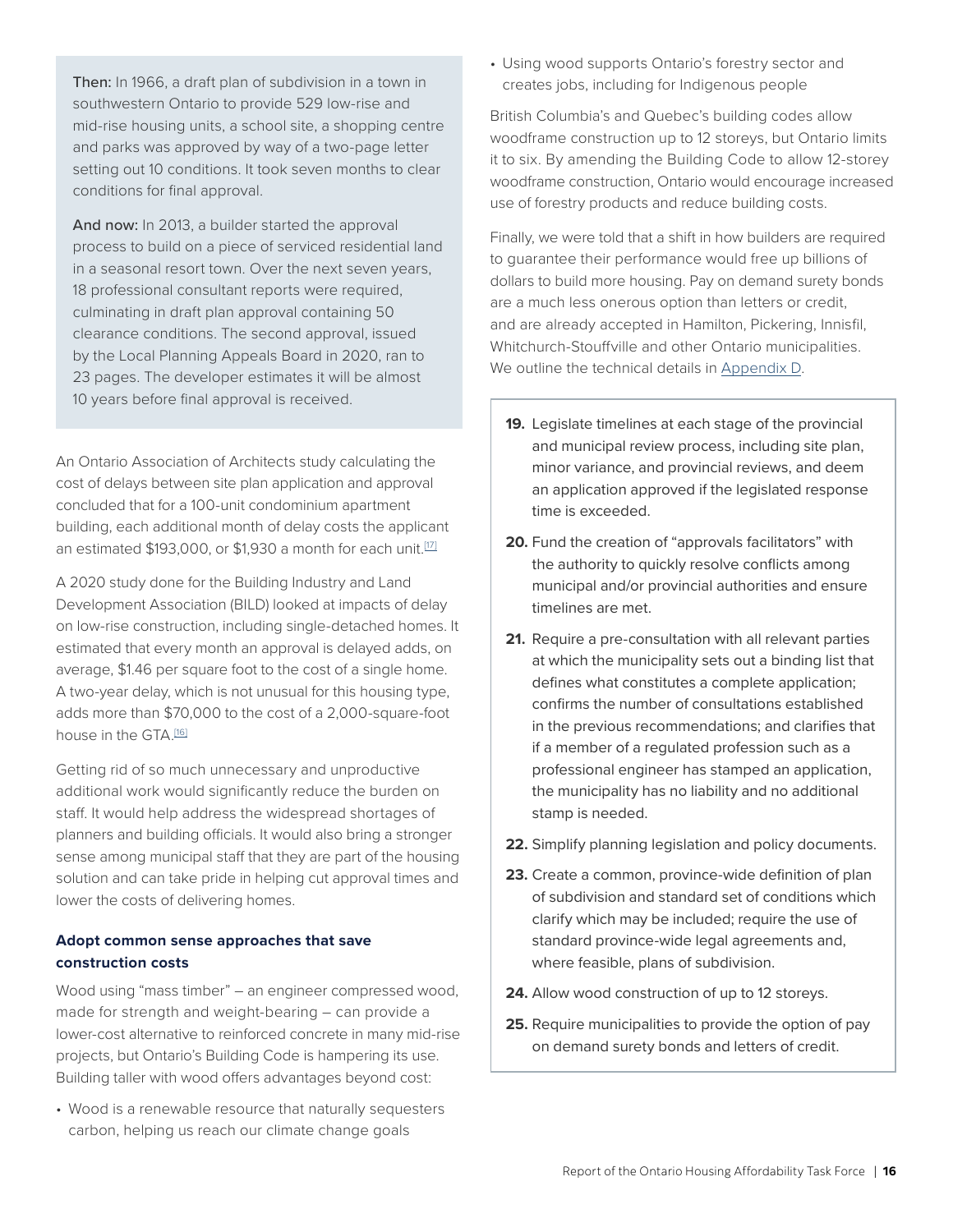**Then:** In 1966, a draft plan of subdivision in a town in southwestern Ontario to provide 529 low-rise and mid-rise housing units, a school site, a shopping centre and parks was approved by way of a two-page letter setting out 10 conditions. It took seven months to clear conditions for final approval.

**And now:** In 2013, a builder started the approval process to build on a piece of serviced residential land in a seasonal resort town. Over the next seven years, 18 professional consultant reports were required, culminating in draft plan approval containing 50 clearance conditions. The second approval, issued by the Local Planning Appeals Board in 2020, ran to 23 pages. The developer estimates it will be almost 10 years before final approval is received.

An Ontario Association of Architects study calculating the cost of delays between site plan application and approval concluded that for a 100-unit condominium apartment building, each additional month of delay costs the applicant an estimated $193,000, or $1,930 a month for each unit.[17]

A 2020 study done for the Building Industry and Land Development Association (BILD) looked at impacts of delay on low-rise construction, including single-detached homes. It estimated that every month an approval is delayed adds, on average, $1.46 per square foot to the cost of a single home. A two-year delay, which is not unusual for this housing type, adds more than $70,000 to the cost of a 2,000-square-foot house in the GTA.[16]

Getting rid of so much unnecessary and unproductive additional work would significantly reduce the burden on staff. It would help address the widespread shortages of planners and building officials. It would also bring a stronger sense among municipal staff that they are part of the housing solution and can take pride in helping cut approval times and lower the costs of delivering homes.

### Adopt common sense approaches that save construction costs

Wood using "mass timber" – an engineer compressed wood, made for strength and weight-bearing – can provide a lower-cost alternative to reinforced concrete in many mid-rise projects, but Ontario's Building Code is hampering its use. Building taller with wood offers advantages beyond cost:

- Wood is a renewable resource that naturally sequesters carbon, helping us reach our climate change goals
- Using wood supports Ontario's forestry sector and creates jobs, including for Indigenous people

British Columbia's and Quebec's building codes allow woodframe construction up to 12 storeys, but Ontario limits it to six. By amending the Building Code to allow 12-storey woodframe construction, Ontario would encourage increased use of forestry products and reduce building costs.

Finally, we were told that a shift in how builders are required to guarantee their performance would free up billions of dollars to build more housing. Pay on demand surety bonds are a much less onerous option than letters or credit, and are already accepted in Hamilton, Pickering, Innisfil, Whitchurch-Stouffville and other Ontario municipalities. We outline the technical details in Appendix D.

**19.** Legislate timelines at each stage of the provincial and municipal review process, including site plan, minor variance, and provincial reviews, and deem an application approved if the legislated response time is exceeded.

**20.** Fund the creation of "approvals facilitators" with the authority to quickly resolve conflicts among municipal and/or provincial authorities and ensure timelines are met.

**21.** Require a pre-consultation with all relevant parties at which the municipality sets out a binding list that defines what constitutes a complete application; confirms the number of consultations established in the previous recommendations; and clarifies that if a member of a regulated profession such as a professional engineer has stamped an application, the municipality has no liability and no additional stamp is needed.

**22.** Simplify planning legislation and policy documents.

**23.** Create a common, province-wide definition of plan of subdivision and standard set of conditions which clarify which may be included; require the use of standard province-wide legal agreements and, where feasible, plans of subdivision.

**24.** Allow wood construction of up to 12 storeys.

**25.** Require municipalities to provide the option of pay on demand surety bonds and letters of credit.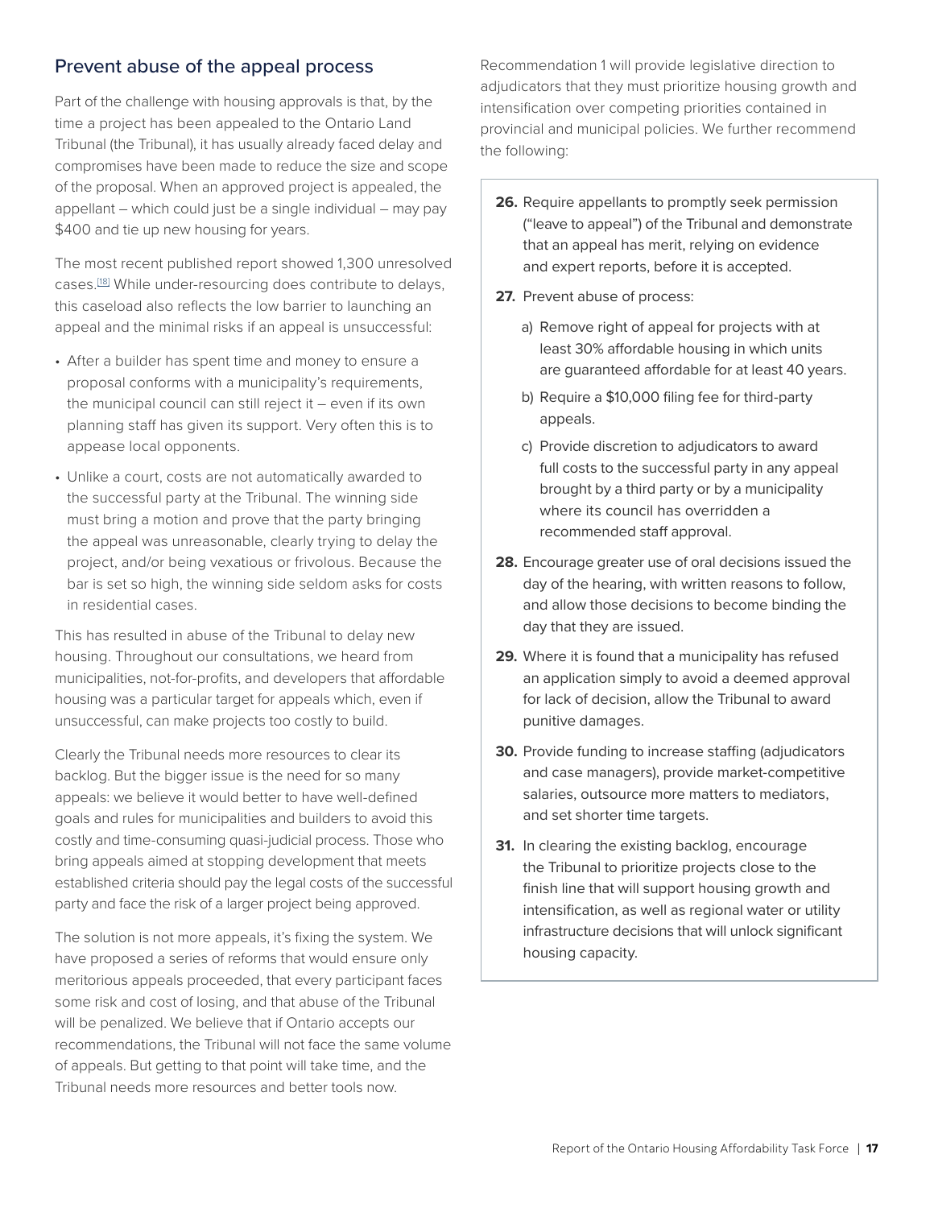## Prevent abuse of the appeal process

Part of the challenge with housing approvals is that, by the time a project has been appealed to the Ontario Land Tribunal (the Tribunal), it has usually already faced delay and compromises have been made to reduce the size and scope of the proposal. When an approved project is appealed, the appellant – which could just be a single individual – may pay $400 and tie up new housing for years.

The most recent published report showed 1,300 unresolved cases.[18] While under-resourcing does contribute to delays, this caseload also reflects the low barrier to launching an appeal and the minimal risks if an appeal is unsuccessful:

- After a builder has spent time and money to ensure a proposal conforms with a municipality's requirements, the municipal council can still reject it – even if its own planning staff has given its support. Very often this is to appease local opponents.
- Unlike a court, costs are not automatically awarded to the successful party at the Tribunal. The winning side must bring a motion and prove that the party bringing the appeal was unreasonable, clearly trying to delay the project, and/or being vexatious or frivolous. Because the bar is set so high, the winning side seldom asks for costs in residential cases.

This has resulted in abuse of the Tribunal to delay new housing. Throughout our consultations, we heard from municipalities, not-for-profits, and developers that affordable housing was a particular target for appeals which, even if unsuccessful, can make projects too costly to build.

Clearly the Tribunal needs more resources to clear its backlog. But the bigger issue is the need for so many appeals: we believe it would better to have well-defined goals and rules for municipalities and builders to avoid this costly and time-consuming quasi-judicial process. Those who bring appeals aimed at stopping development that meets established criteria should pay the legal costs of the successful party and face the risk of a larger project being approved.

The solution is not more appeals, it's fixing the system. We have proposed a series of reforms that would ensure only meritorious appeals proceeded, that every participant faces some risk and cost of losing, and that abuse of the Tribunal will be penalized. We believe that if Ontario accepts our recommendations, the Tribunal will not face the same volume of appeals. But getting to that point will take time, and the Tribunal needs more resources and better tools now.

Recommendation 1 will provide legislative direction to adjudicators that they must prioritize housing growth and intensification over competing priorities contained in provincial and municipal policies. We further recommend the following:

**26.** Require appellants to promptly seek permission ("leave to appeal") of the Tribunal and demonstrate that an appeal has merit, relying on evidence and expert reports, before it is accepted.

**27.** Prevent abuse of process:

  a) Remove right of appeal for projects with at least 30% affordable housing in which units are guaranteed affordable for at least 40 years.

  b) Require a $10,000 filing fee for third-party appeals.

  c) Provide discretion to adjudicators to award full costs to the successful party in any appeal brought by a third party or by a municipality where its council has overridden a recommended staff approval.

**28.** Encourage greater use of oral decisions issued the day of the hearing, with written reasons to follow, and allow those decisions to become binding the day that they are issued.

**29.** Where it is found that a municipality has refused an application simply to avoid a deemed approval for lack of decision, allow the Tribunal to award punitive damages.

**30.** Provide funding to increase staffing (adjudicators and case managers), provide market-competitive salaries, outsource more matters to mediators, and set shorter time targets.

**31.** In clearing the existing backlog, encourage the Tribunal to prioritize projects close to the finish line that will support housing growth and intensification, as well as regional water or utility infrastructure decisions that will unlock significant housing capacity.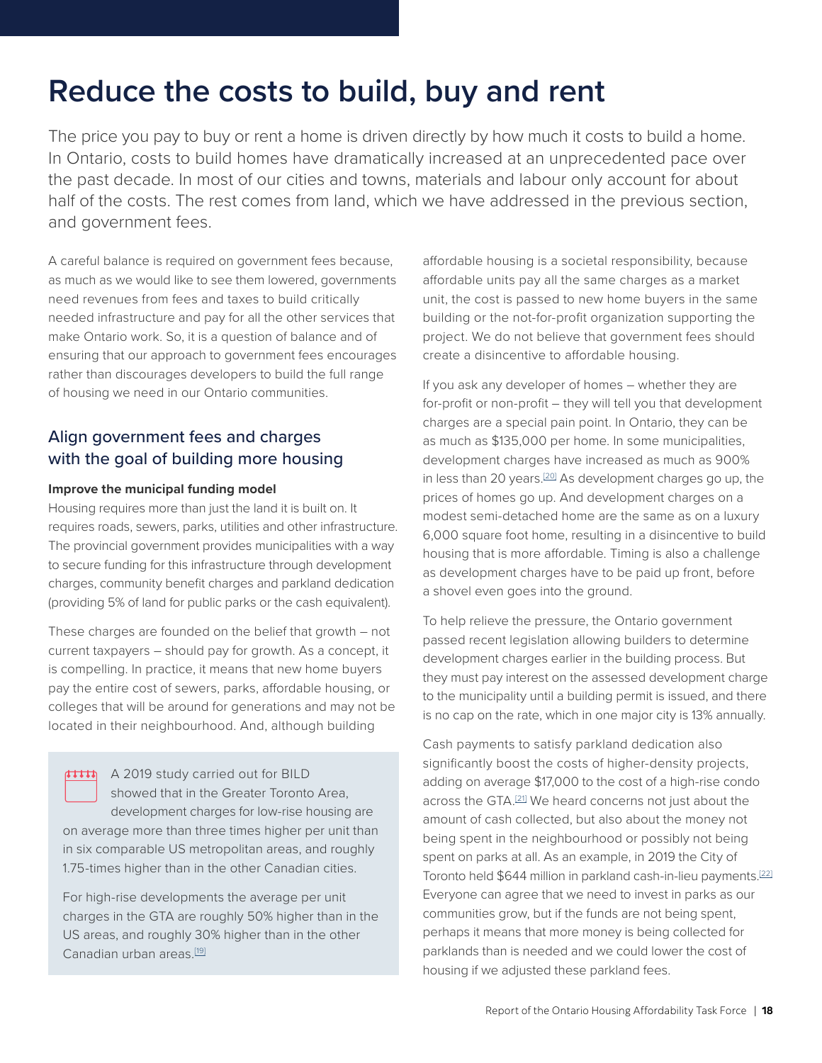# Reduce the costs to build, buy and rent

The price you pay to buy or rent a home is driven directly by how much it costs to build a home. In Ontario, costs to build homes have dramatically increased at an unprecedented pace over the past decade. In most of our cities and towns, materials and labour only account for about half of the costs. The rest comes from land, which we have addressed in the previous section, and government fees.

A careful balance is required on government fees because, as much as we would like to see them lowered, governments need revenues from fees and taxes to build critically needed infrastructure and pay for all the other services that make Ontario work. So, it is a question of balance and of ensuring that our approach to government fees encourages rather than discourages developers to build the full range of housing we need in our Ontario communities.

## Align government fees and charges with the goal of building more housing

**Improve the municipal funding model**

Housing requires more than just the land it is built on. It requires roads, sewers, parks, utilities and other infrastructure. The provincial government provides municipalities with a way to secure funding for this infrastructure through development charges, community benefit charges and parkland dedication (providing 5% of land for public parks or the cash equivalent).

These charges are founded on the belief that growth – not current taxpayers – should pay for growth. As a concept, it is compelling. In practice, it means that new home buyers pay the entire cost of sewers, parks, affordable housing, or colleges that will be around for generations and may not be located in their neighbourhood. And, although building affordable housing is a societal responsibility, because affordable units pay all the same charges as a market unit, the cost is passed to new home buyers in the same building or the not-for-profit organization supporting the project. We do not believe that government fees should create a disincentive to affordable housing.

> A 2019 study carried out for BILD showed that in the Greater Toronto Area, development charges for low-rise housing are on average more than three times higher per unit than in six comparable US metropolitan areas, and roughly 1.75-times higher than in the other Canadian cities.
>
> For high-rise developments the average per unit charges in the GTA are roughly 50% higher than in the US areas, and roughly 30% higher than in the other Canadian urban areas.[19]

If you ask any developer of homes – whether they are for-profit or non-profit – they will tell you that development charges are a special pain point. In Ontario, they can be as much as $135,000 per home. In some municipalities, development charges have increased as much as 900% in less than 20 years.[20] As development charges go up, the prices of homes go up. And development charges on a modest semi-detached home are the same as on a luxury 6,000 square foot home, resulting in a disincentive to build housing that is more affordable. Timing is also a challenge as development charges have to be paid up front, before a shovel even goes into the ground.

To help relieve the pressure, the Ontario government passed recent legislation allowing builders to determine development charges earlier in the building process. But they must pay interest on the assessed development charge to the municipality until a building permit is issued, and there is no cap on the rate, which in one major city is 13% annually.

Cash payments to satisfy parkland dedication also significantly boost the costs of higher-density projects, adding on average $17,000 to the cost of a high-rise condo across the GTA.[21] We heard concerns not just about the amount of cash collected, but also about the money not being spent in the neighbourhood or possibly not being spent on parks at all. As an example, in 2019 the City of Toronto held $644 million in parkland cash-in-lieu payments.[22] Everyone can agree that we need to invest in parks as our communities grow, but if the funds are not being spent, perhaps it means that more money is being collected for parklands than is needed and we could lower the cost of housing if we adjusted these parkland fees.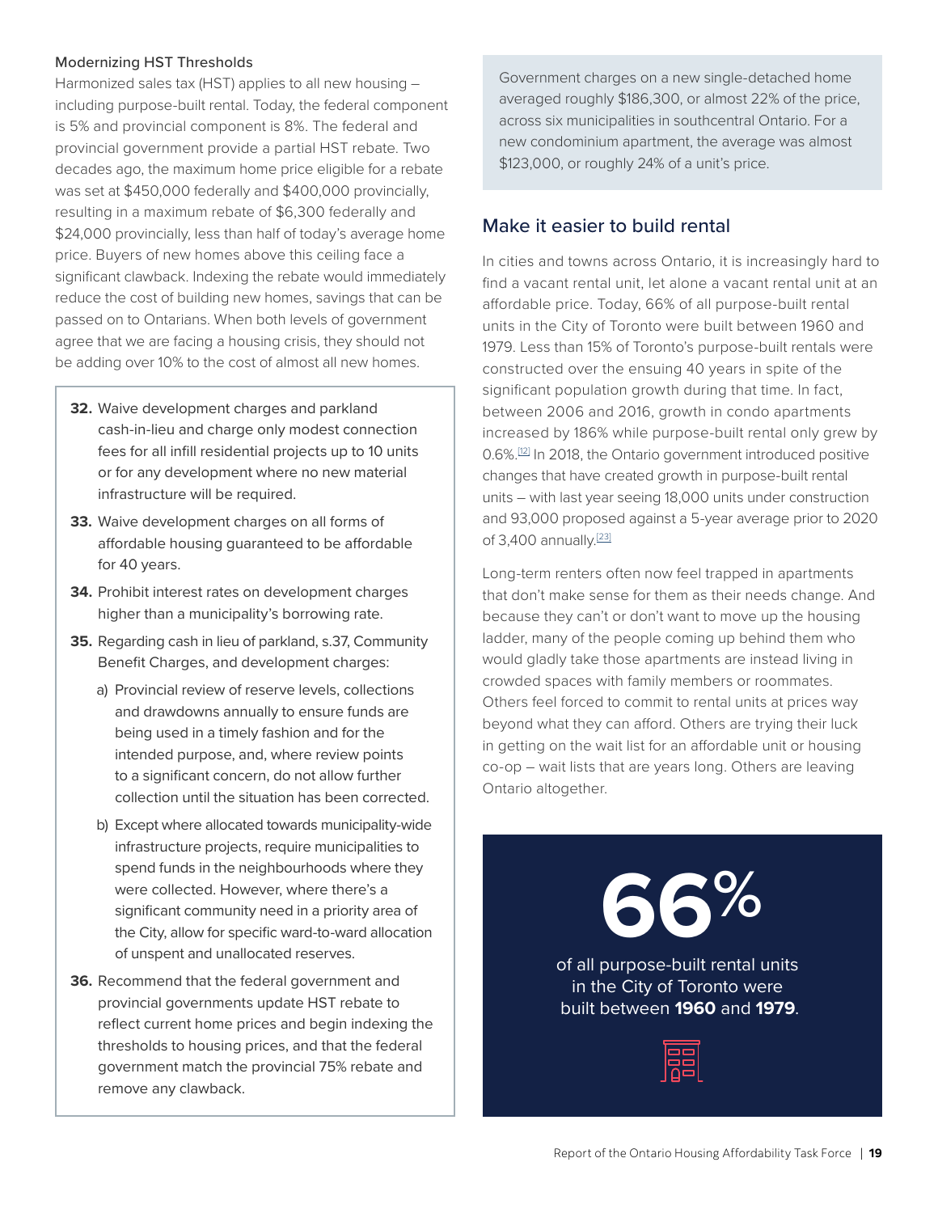### Modernizing HST Thresholds

Harmonized sales tax (HST) applies to all new housing – including purpose-built rental. Today, the federal component is 5% and provincial component is 8%. The federal and provincial government provide a partial HST rebate. Two decades ago, the maximum home price eligible for a rebate was set at $450,000 federally and $400,000 provincially, resulting in a maximum rebate of $6,300 federally and $24,000 provincially, less than half of today's average home price. Buyers of new homes above this ceiling face a significant clawback. Indexing the rebate would immediately reduce the cost of building new homes, savings that can be passed on to Ontarians. When both levels of government agree that we are facing a housing crisis, they should not be adding over 10% to the cost of almost all new homes.

**32.** Waive development charges and parkland cash-in-lieu and charge only modest connection fees for all infill residential projects up to 10 units or for any development where no new material infrastructure will be required.

**33.** Waive development charges on all forms of affordable housing guaranteed to be affordable for 40 years.

**34.** Prohibit interest rates on development charges higher than a municipality's borrowing rate.

**35.** Regarding cash in lieu of parkland, s.37, Community Benefit Charges, and development charges:

a) Provincial review of reserve levels, collections and drawdowns annually to ensure funds are being used in a timely fashion and for the intended purpose, and, where review points to a significant concern, do not allow further collection until the situation has been corrected.

b) Except where allocated towards municipality-wide infrastructure projects, require municipalities to spend funds in the neighbourhoods where they were collected. However, where there's a significant community need in a priority area of the City, allow for specific ward-to-ward allocation of unspent and unallocated reserves.

**36.** Recommend that the federal government and provincial governments update HST rebate to reflect current home prices and begin indexing the thresholds to housing prices, and that the federal government match the provincial 75% rebate and remove any clawback.

Government charges on a new single-detached home averaged roughly $186,300, or almost 22% of the price, across six municipalities in southcentral Ontario. For a new condominium apartment, the average was almost $123,000, or roughly 24% of a unit's price.

## Make it easier to build rental

In cities and towns across Ontario, it is increasingly hard to find a vacant rental unit, let alone a vacant rental unit at an affordable price. Today, 66% of all purpose-built rental units in the City of Toronto were built between 1960 and 1979. Less than 15% of Toronto's purpose-built rentals were constructed over the ensuing 40 years in spite of the significant population growth during that time. In fact, between 2006 and 2016, growth in condo apartments increased by 186% while purpose-built rental only grew by 0.6%.[12] In 2018, the Ontario government introduced positive changes that have created growth in purpose-built rental units – with last year seeing 18,000 units under construction and 93,000 proposed against a 5-year average prior to 2020 of 3,400 annually.[23]

Long-term renters often now feel trapped in apartments that don't make sense for them as their needs change. And because they can't or don't want to move up the housing ladder, many of the people coming up behind them who would gladly take those apartments are instead living in crowded spaces with family members or roommates. Others feel forced to commit to rental units at prices way beyond what they can afford. Others are trying their luck in getting on the wait list for an affordable unit or housing co-op – wait lists that are years long. Others are leaving Ontario altogether.

**66%**

of all purpose-built rental units in the City of Toronto were built between **1960** and **1979**.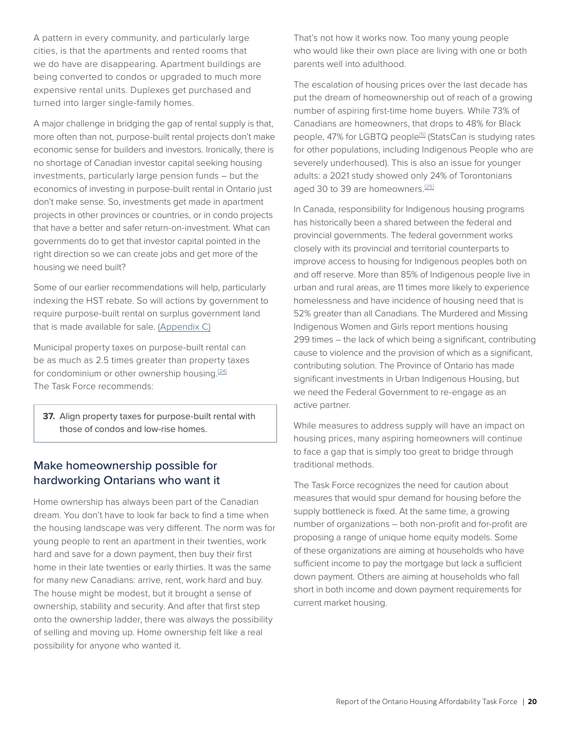A pattern in every community, and particularly large cities, is that the apartments and rented rooms that we do have are disappearing. Apartment buildings are being converted to condos or upgraded to much more expensive rental units. Duplexes get purchased and turned into larger single-family homes.

A major challenge in bridging the gap of rental supply is that, more often than not, purpose-built rental projects don't make economic sense for builders and investors. Ironically, there is no shortage of Canadian investor capital seeking housing investments, particularly large pension funds – but the economics of investing in purpose-built rental in Ontario just don't make sense. So, investments get made in apartment projects in other provinces or countries, or in condo projects that have a better and safer return-on-investment. What can governments do to get that investor capital pointed in the right direction so we can create jobs and get more of the housing we need built?

Some of our earlier recommendations will help, particularly indexing the HST rebate. So will actions by government to require purpose-built rental on surplus government land that is made available for sale. (Appendix C)

Municipal property taxes on purpose-built rental can be as much as 2.5 times greater than property taxes for condominium or other ownership housing.[24] The Task Force recommends:

> **37.** Align property taxes for purpose-built rental with those of condos and low-rise homes.

## Make homeownership possible for hardworking Ontarians who want it

Home ownership has always been part of the Canadian dream. You don't have to look far back to find a time when the housing landscape was very different. The norm was for young people to rent an apartment in their twenties, work hard and save for a down payment, then buy their first home in their late twenties or early thirties. It was the same for many new Canadians: arrive, rent, work hard and buy. The house might be modest, but it brought a sense of ownership, stability and security. And after that first step onto the ownership ladder, there was always the possibility of selling and moving up. Home ownership felt like a real possibility for anyone who wanted it.

That's not how it works now. Too many young people who would like their own place are living with one or both parents well into adulthood.

The escalation of housing prices over the last decade has put the dream of homeownership out of reach of a growing number of aspiring first-time home buyers. While 73% of Canadians are homeowners, that drops to 48% for Black people, 47% for LGBTQ people[5] (StatsCan is studying rates for other populations, including Indigenous People who are severely underhoused). This is also an issue for younger adults: a 2021 study showed only 24% of Torontonians aged 30 to 39 are homeowners.[25]

In Canada, responsibility for Indigenous housing programs has historically been a shared between the federal and provincial governments. The federal government works closely with its provincial and territorial counterparts to improve access to housing for Indigenous peoples both on and off reserve. More than 85% of Indigenous people live in urban and rural areas, are 11 times more likely to experience homelessness and have incidence of housing need that is 52% greater than all Canadians. The Murdered and Missing Indigenous Women and Girls report mentions housing 299 times – the lack of which being a significant, contributing cause to violence and the provision of which as a significant, contributing solution. The Province of Ontario has made significant investments in Urban Indigenous Housing, but we need the Federal Government to re-engage as an active partner.

While measures to address supply will have an impact on housing prices, many aspiring homeowners will continue to face a gap that is simply too great to bridge through traditional methods.

The Task Force recognizes the need for caution about measures that would spur demand for housing before the supply bottleneck is fixed. At the same time, a growing number of organizations – both non-profit and for-profit are proposing a range of unique home equity models. Some of these organizations are aiming at households who have sufficient income to pay the mortgage but lack a sufficient down payment. Others are aiming at households who fall short in both income and down payment requirements for current market housing.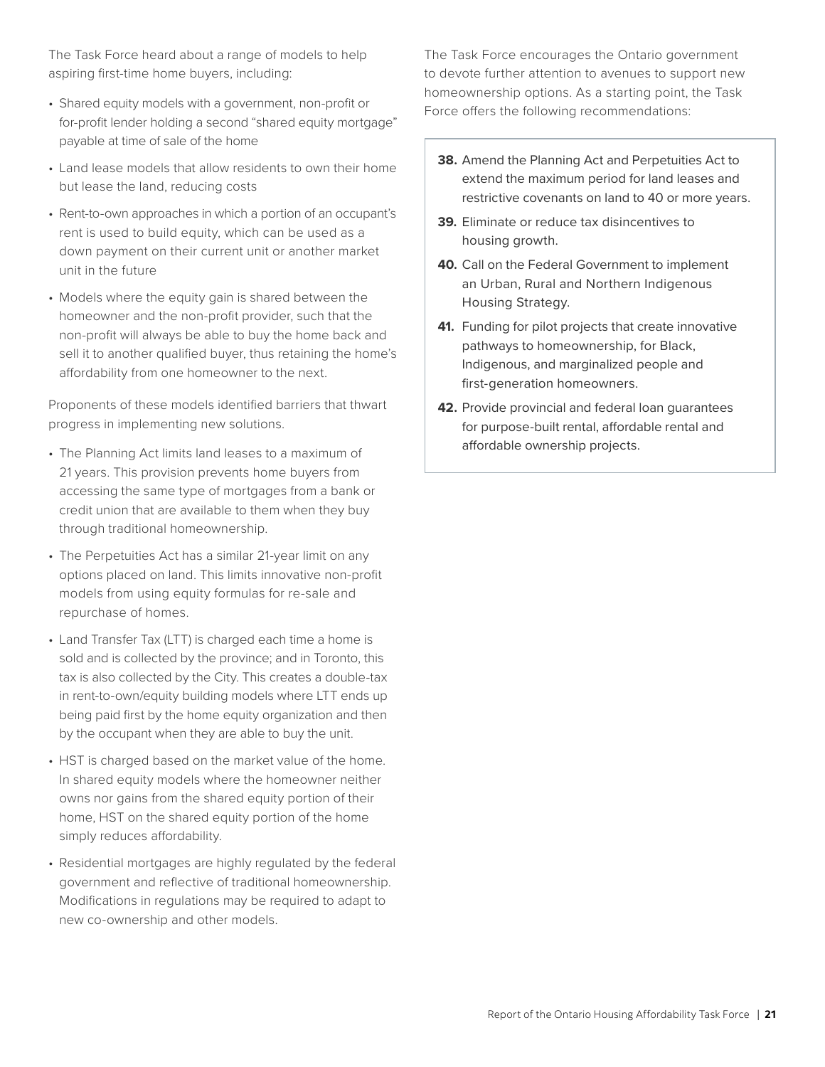The Task Force heard about a range of models to help aspiring first-time home buyers, including:

- Shared equity models with a government, non-profit or for-profit lender holding a second "shared equity mortgage" payable at time of sale of the home
- Land lease models that allow residents to own their home but lease the land, reducing costs
- Rent-to-own approaches in which a portion of an occupant's rent is used to build equity, which can be used as a down payment on their current unit or another market unit in the future
- Models where the equity gain is shared between the homeowner and the non-profit provider, such that the non-profit will always be able to buy the home back and sell it to another qualified buyer, thus retaining the home's affordability from one homeowner to the next.

Proponents of these models identified barriers that thwart progress in implementing new solutions.

- The Planning Act limits land leases to a maximum of 21 years. This provision prevents home buyers from accessing the same type of mortgages from a bank or credit union that are available to them when they buy through traditional homeownership.
- The Perpetuities Act has a similar 21-year limit on any options placed on land. This limits innovative non-profit models from using equity formulas for re-sale and repurchase of homes.
- Land Transfer Tax (LTT) is charged each time a home is sold and is collected by the province; and in Toronto, this tax is also collected by the City. This creates a double-tax in rent-to-own/equity building models where LTT ends up being paid first by the home equity organization and then by the occupant when they are able to buy the unit.
- HST is charged based on the market value of the home. In shared equity models where the homeowner neither owns nor gains from the shared equity portion of their home, HST on the shared equity portion of the home simply reduces affordability.
- Residential mortgages are highly regulated by the federal government and reflective of traditional homeownership. Modifications in regulations may be required to adapt to new co-ownership and other models.

The Task Force encourages the Ontario government to devote further attention to avenues to support new homeownership options. As a starting point, the Task Force offers the following recommendations:

**38.** Amend the Planning Act and Perpetuities Act to extend the maximum period for land leases and restrictive covenants on land to 40 or more years.

**39.** Eliminate or reduce tax disincentives to housing growth.

**40.** Call on the Federal Government to implement an Urban, Rural and Northern Indigenous Housing Strategy.

**41.** Funding for pilot projects that create innovative pathways to homeownership, for Black, Indigenous, and marginalized people and first-generation homeowners.

**42.** Provide provincial and federal loan guarantees for purpose-built rental, affordable rental and affordable ownership projects.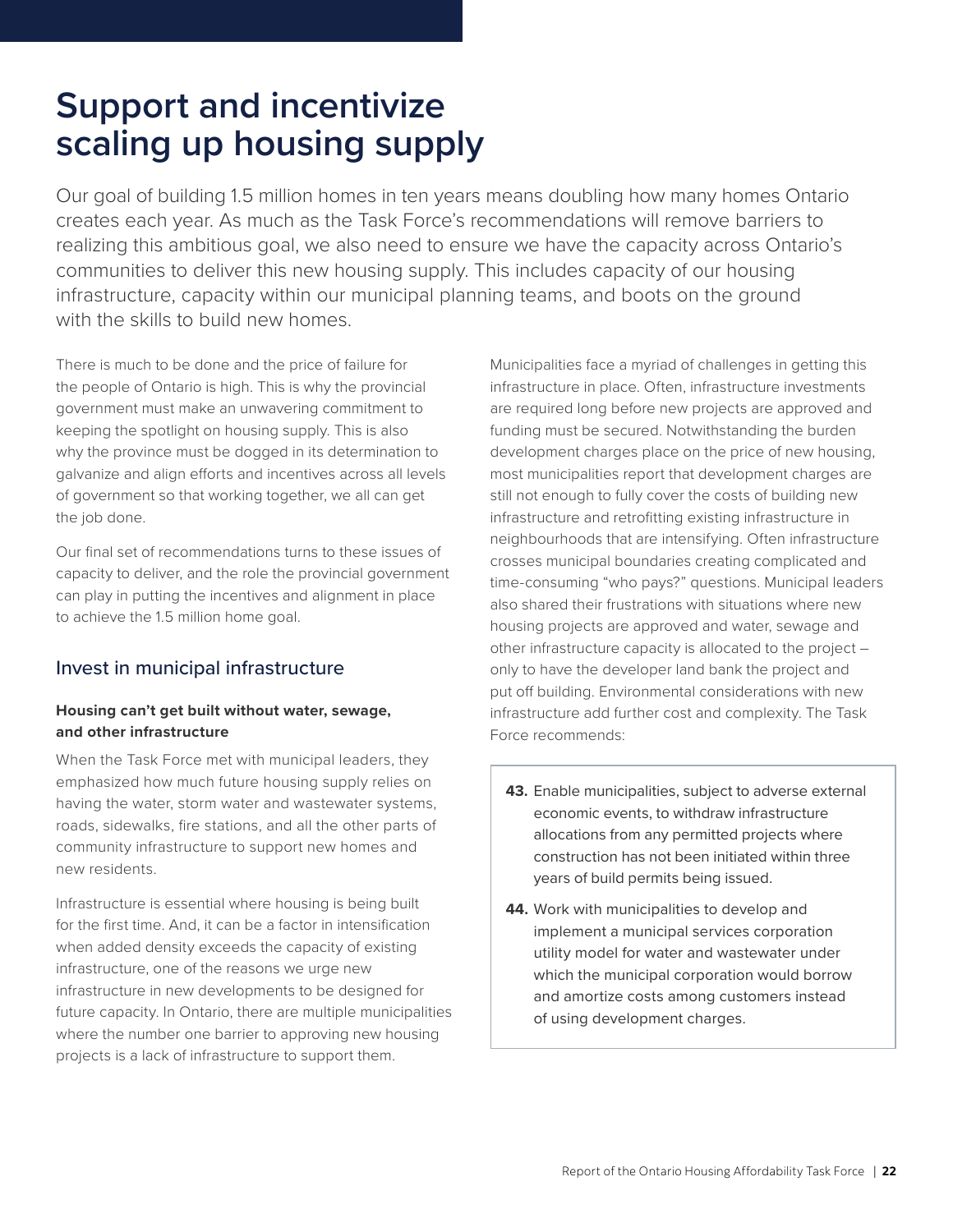# Support and incentivize scaling up housing supply

Our goal of building 1.5 million homes in ten years means doubling how many homes Ontario creates each year. As much as the Task Force's recommendations will remove barriers to realizing this ambitious goal, we also need to ensure we have the capacity across Ontario's communities to deliver this new housing supply. This includes capacity of our housing infrastructure, capacity within our municipal planning teams, and boots on the ground with the skills to build new homes.

There is much to be done and the price of failure for the people of Ontario is high. This is why the provincial government must make an unwavering commitment to keeping the spotlight on housing supply. This is also why the province must be dogged in its determination to galvanize and align efforts and incentives across all levels of government so that working together, we all can get the job done.

Our final set of recommendations turns to these issues of capacity to deliver, and the role the provincial government can play in putting the incentives and alignment in place to achieve the 1.5 million home goal.

## Invest in municipal infrastructure

### Housing can't get built without water, sewage, and other infrastructure

When the Task Force met with municipal leaders, they emphasized how much future housing supply relies on having the water, storm water and wastewater systems, roads, sidewalks, fire stations, and all the other parts of community infrastructure to support new homes and new residents.

Infrastructure is essential where housing is being built for the first time. And, it can be a factor in intensification when added density exceeds the capacity of existing infrastructure, one of the reasons we urge new infrastructure in new developments to be designed for future capacity. In Ontario, there are multiple municipalities where the number one barrier to approving new housing projects is a lack of infrastructure to support them.

Municipalities face a myriad of challenges in getting this infrastructure in place. Often, infrastructure investments are required long before new projects are approved and funding must be secured. Notwithstanding the burden development charges place on the price of new housing, most municipalities report that development charges are still not enough to fully cover the costs of building new infrastructure and retrofitting existing infrastructure in neighbourhoods that are intensifying. Often infrastructure crosses municipal boundaries creating complicated and time-consuming "who pays?" questions. Municipal leaders also shared their frustrations with situations where new housing projects are approved and water, sewage and other infrastructure capacity is allocated to the project – only to have the developer land bank the project and put off building. Environmental considerations with new infrastructure add further cost and complexity. The Task Force recommends:

**43.** Enable municipalities, subject to adverse external economic events, to withdraw infrastructure allocations from any permitted projects where construction has not been initiated within three years of build permits being issued.

**44.** Work with municipalities to develop and implement a municipal services corporation utility model for water and wastewater under which the municipal corporation would borrow and amortize costs among customers instead of using development charges.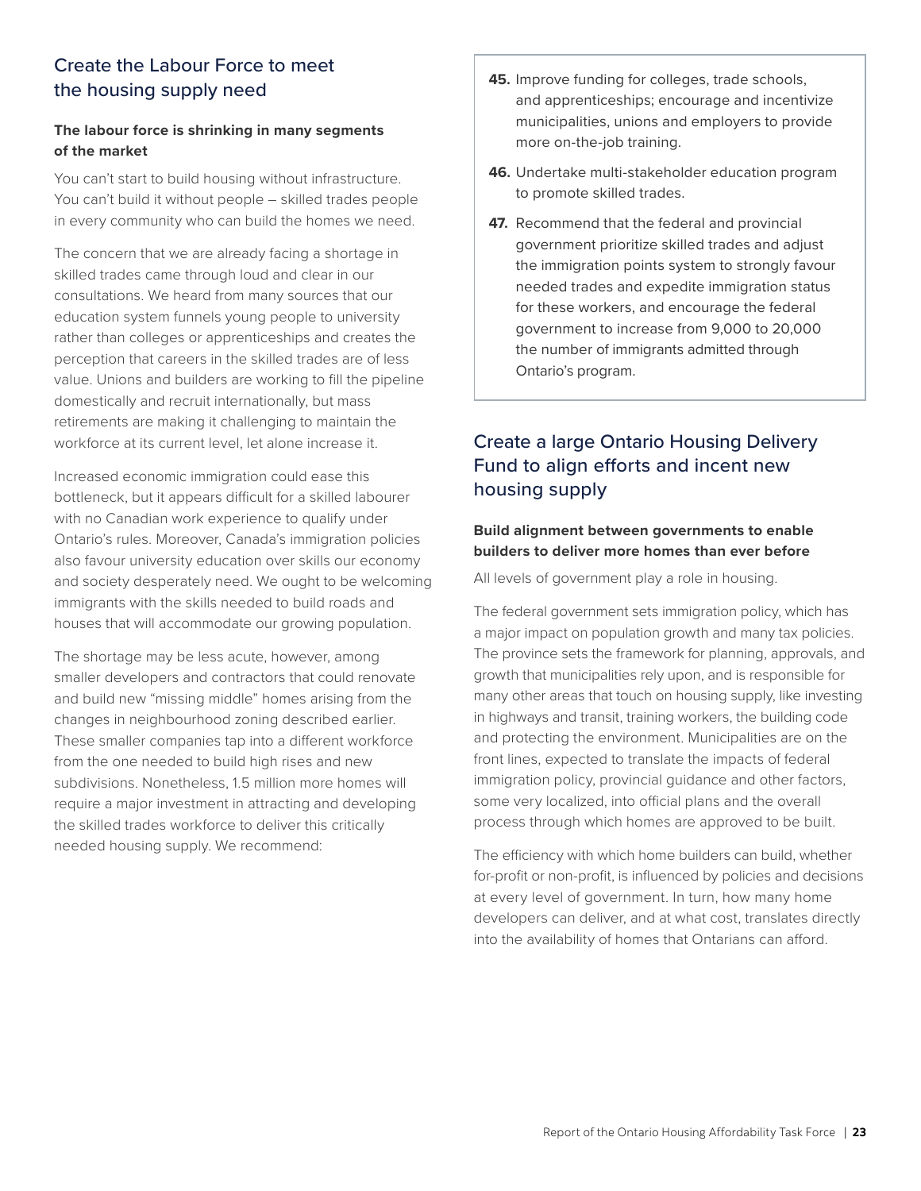## Create the Labour Force to meet the housing supply need

### The labour force is shrinking in many segments of the market

You can't start to build housing without infrastructure. You can't build it without people – skilled trades people in every community who can build the homes we need.

The concern that we are already facing a shortage in skilled trades came through loud and clear in our consultations. We heard from many sources that our education system funnels young people to university rather than colleges or apprenticeships and creates the perception that careers in the skilled trades are of less value. Unions and builders are working to fill the pipeline domestically and recruit internationally, but mass retirements are making it challenging to maintain the workforce at its current level, let alone increase it.

Increased economic immigration could ease this bottleneck, but it appears difficult for a skilled labourer with no Canadian work experience to qualify under Ontario's rules. Moreover, Canada's immigration policies also favour university education over skills our economy and society desperately need. We ought to be welcoming immigrants with the skills needed to build roads and houses that will accommodate our growing population.

The shortage may be less acute, however, among smaller developers and contractors that could renovate and build new "missing middle" homes arising from the changes in neighbourhood zoning described earlier. These smaller companies tap into a different workforce from the one needed to build high rises and new subdivisions. Nonetheless, 1.5 million more homes will require a major investment in attracting and developing the skilled trades workforce to deliver this critically needed housing supply. We recommend:

**45.** Improve funding for colleges, trade schools, and apprenticeships; encourage and incentivize municipalities, unions and employers to provide more on-the-job training.

**46.** Undertake multi-stakeholder education program to promote skilled trades.

**47.** Recommend that the federal and provincial government prioritize skilled trades and adjust the immigration points system to strongly favour needed trades and expedite immigration status for these workers, and encourage the federal government to increase from 9,000 to 20,000 the number of immigrants admitted through Ontario's program.

## Create a large Ontario Housing Delivery Fund to align efforts and incent new housing supply

### Build alignment between governments to enable builders to deliver more homes than ever before

All levels of government play a role in housing.

The federal government sets immigration policy, which has a major impact on population growth and many tax policies. The province sets the framework for planning, approvals, and growth that municipalities rely upon, and is responsible for many other areas that touch on housing supply, like investing in highways and transit, training workers, the building code and protecting the environment. Municipalities are on the front lines, expected to translate the impacts of federal immigration policy, provincial guidance and other factors, some very localized, into official plans and the overall process through which homes are approved to be built.

The efficiency with which home builders can build, whether for-profit or non-profit, is influenced by policies and decisions at every level of government. In turn, how many home developers can deliver, and at what cost, translates directly into the availability of homes that Ontarians can afford.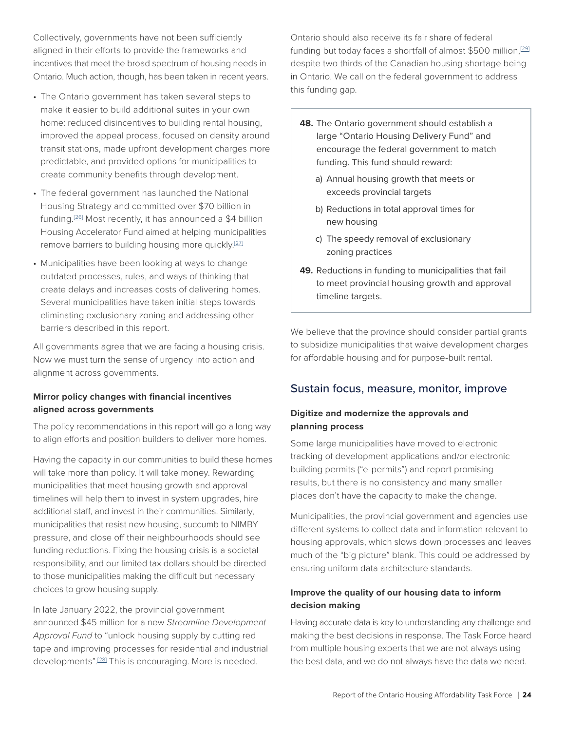Collectively, governments have not been sufficiently aligned in their efforts to provide the frameworks and incentives that meet the broad spectrum of housing needs in Ontario. Much action, though, has been taken in recent years.

- The Ontario government has taken several steps to make it easier to build additional suites in your own home: reduced disincentives to building rental housing, improved the appeal process, focused on density around transit stations, made upfront development charges more predictable, and provided options for municipalities to create community benefits through development.
- The federal government has launched the National Housing Strategy and committed over $70 billion in funding.[26] Most recently, it has announced a $4 billion Housing Accelerator Fund aimed at helping municipalities remove barriers to building housing more quickly.[27]
- Municipalities have been looking at ways to change outdated processes, rules, and ways of thinking that create delays and increases costs of delivering homes. Several municipalities have taken initial steps towards eliminating exclusionary zoning and addressing other barriers described in this report.

All governments agree that we are facing a housing crisis. Now we must turn the sense of urgency into action and alignment across governments.

**Mirror policy changes with financial incentives aligned across governments**

The policy recommendations in this report will go a long way to align efforts and position builders to deliver more homes.

Having the capacity in our communities to build these homes will take more than policy. It will take money. Rewarding municipalities that meet housing growth and approval timelines will help them to invest in system upgrades, hire additional staff, and invest in their communities. Similarly, municipalities that resist new housing, succumb to NIMBY pressure, and close off their neighbourhoods should see funding reductions. Fixing the housing crisis is a societal responsibility, and our limited tax dollars should be directed to those municipalities making the difficult but necessary choices to grow housing supply.

In late January 2022, the provincial government announced $45 million for a new *Streamline Development Approval Fund* to "unlock housing supply by cutting red tape and improving processes for residential and industrial developments".[28] This is encouraging. More is needed.

Ontario should also receive its fair share of federal funding but today faces a shortfall of almost $500 million,[29] despite two thirds of the Canadian housing shortage being in Ontario. We call on the federal government to address this funding gap.

**48.** The Ontario government should establish a large "Ontario Housing Delivery Fund" and encourage the federal government to match funding. This fund should reward:

a) Annual housing growth that meets or exceeds provincial targets

b) Reductions in total approval times for new housing

c) The speedy removal of exclusionary zoning practices

**49.** Reductions in funding to municipalities that fail to meet provincial housing growth and approval timeline targets.

We believe that the province should consider partial grants to subsidize municipalities that waive development charges for affordable housing and for purpose-built rental.

## Sustain focus, measure, monitor, improve

**Digitize and modernize the approvals and planning process**

Some large municipalities have moved to electronic tracking of development applications and/or electronic building permits ("e-permits") and report promising results, but there is no consistency and many smaller places don't have the capacity to make the change.

Municipalities, the provincial government and agencies use different systems to collect data and information relevant to housing approvals, which slows down processes and leaves much of the "big picture" blank. This could be addressed by ensuring uniform data architecture standards.

**Improve the quality of our housing data to inform decision making**

Having accurate data is key to understanding any challenge and making the best decisions in response. The Task Force heard from multiple housing experts that we are not always using the best data, and we do not always have the data we need.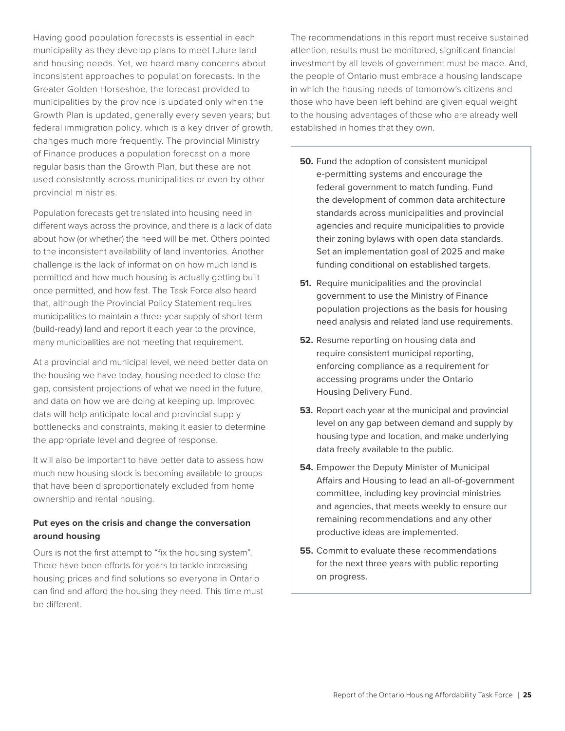Having good population forecasts is essential in each municipality as they develop plans to meet future land and housing needs. Yet, we heard many concerns about inconsistent approaches to population forecasts. In the Greater Golden Horseshoe, the forecast provided to municipalities by the province is updated only when the Growth Plan is updated, generally every seven years; but federal immigration policy, which is a key driver of growth, changes much more frequently. The provincial Ministry of Finance produces a population forecast on a more regular basis than the Growth Plan, but these are not used consistently across municipalities or even by other provincial ministries.

Population forecasts get translated into housing need in different ways across the province, and there is a lack of data about how (or whether) the need will be met. Others pointed to the inconsistent availability of land inventories. Another challenge is the lack of information on how much land is permitted and how much housing is actually getting built once permitted, and how fast. The Task Force also heard that, although the Provincial Policy Statement requires municipalities to maintain a three-year supply of short-term (build-ready) land and report it each year to the province, many municipalities are not meeting that requirement.

At a provincial and municipal level, we need better data on the housing we have today, housing needed to close the gap, consistent projections of what we need in the future, and data on how we are doing at keeping up. Improved data will help anticipate local and provincial supply bottlenecks and constraints, making it easier to determine the appropriate level and degree of response.

It will also be important to have better data to assess how much new housing stock is becoming available to groups that have been disproportionately excluded from home ownership and rental housing.

**Put eyes on the crisis and change the conversation around housing**

Ours is not the first attempt to “fix the housing system”. There have been efforts for years to tackle increasing housing prices and find solutions so everyone in Ontario can find and afford the housing they need. This time must be different.

The recommendations in this report must receive sustained attention, results must be monitored, significant financial investment by all levels of government must be made. And, the people of Ontario must embrace a housing landscape in which the housing needs of tomorrow’s citizens and those who have been left behind are given equal weight to the housing advantages of those who are already well established in homes that they own.

**50.** Fund the adoption of consistent municipal e-permitting systems and encourage the federal government to match funding. Fund the development of common data architecture standards across municipalities and provincial agencies and require municipalities to provide their zoning bylaws with open data standards. Set an implementation goal of 2025 and make funding conditional on established targets.

**51.** Require municipalities and the provincial government to use the Ministry of Finance population projections as the basis for housing need analysis and related land use requirements.

**52.** Resume reporting on housing data and require consistent municipal reporting, enforcing compliance as a requirement for accessing programs under the Ontario Housing Delivery Fund.

**53.** Report each year at the municipal and provincial level on any gap between demand and supply by housing type and location, and make underlying data freely available to the public.

**54.** Empower the Deputy Minister of Municipal Affairs and Housing to lead an all-of-government committee, including key provincial ministries and agencies, that meets weekly to ensure our remaining recommendations and any other productive ideas are implemented.

**55.** Commit to evaluate these recommendations for the next three years with public reporting on progress.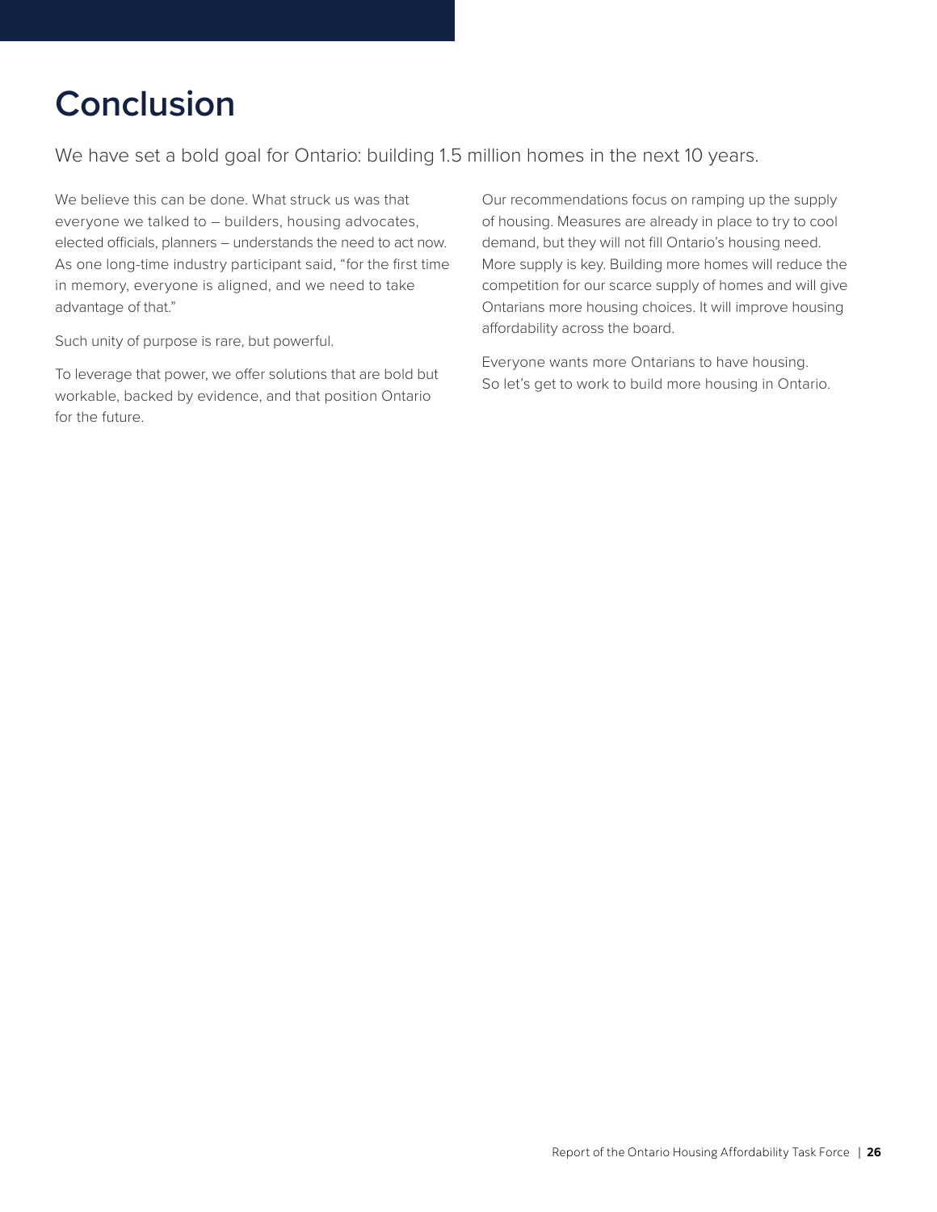# Conclusion

We have set a bold goal for Ontario: building 1.5 million homes in the next 10 years.

We believe this can be done. What struck us was that everyone we talked to – builders, housing advocates, elected officials, planners – understands the need to act now. As one long-time industry participant said, "for the first time in memory, everyone is aligned, and we need to take advantage of that."

Such unity of purpose is rare, but powerful.

To leverage that power, we offer solutions that are bold but workable, backed by evidence, and that position Ontario for the future.

Our recommendations focus on ramping up the supply of housing. Measures are already in place to try to cool demand, but they will not fill Ontario's housing need. More supply is key. Building more homes will reduce the competition for our scarce supply of homes and will give Ontarians more housing choices. It will improve housing affordability across the board.

Everyone wants more Ontarians to have housing. So let's get to work to build more housing in Ontario.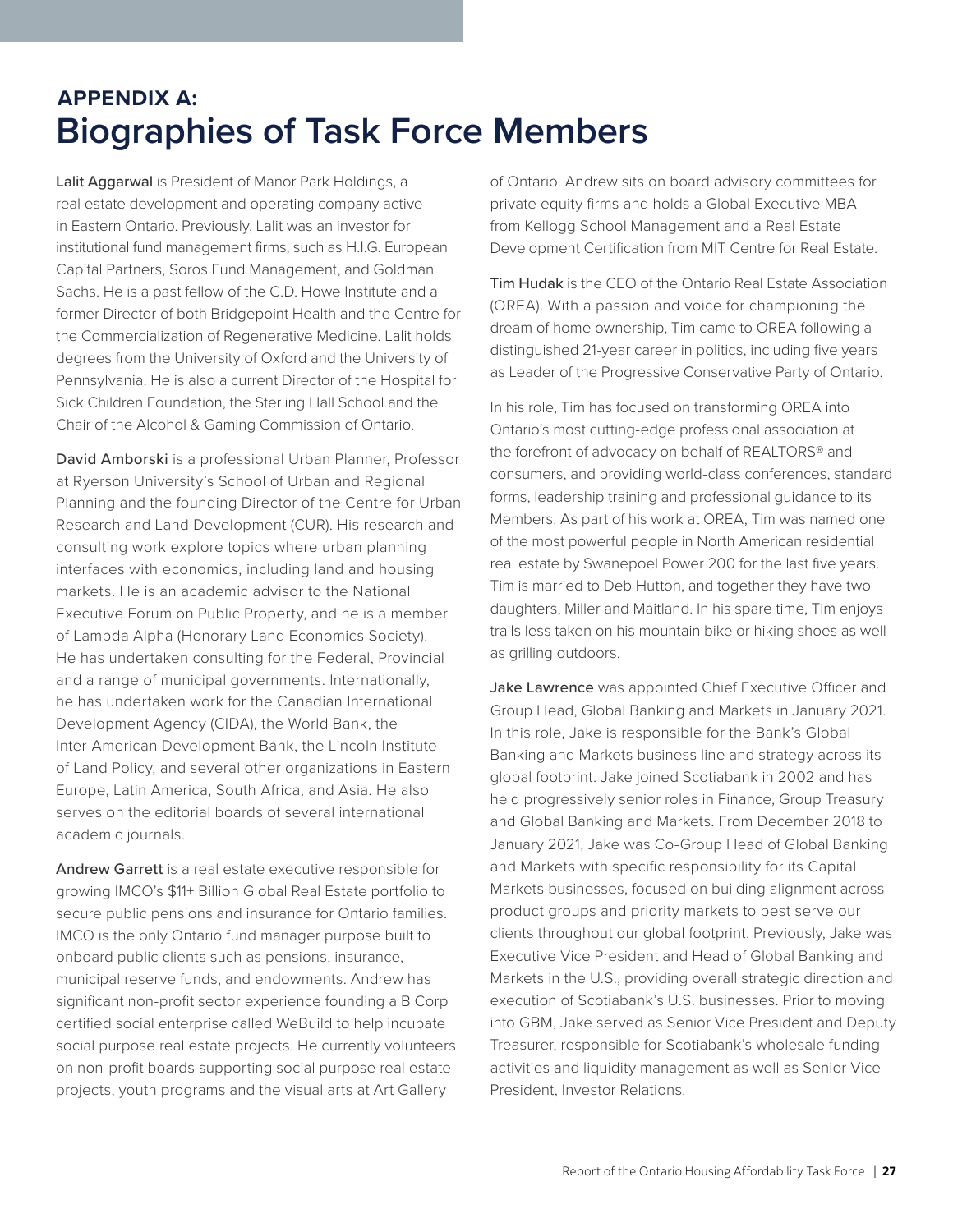## APPENDIX A:
# Biographies of Task Force Members

**Lalit Aggarwal** is President of Manor Park Holdings, a real estate development and operating company active in Eastern Ontario. Previously, Lalit was an investor for institutional fund management firms, such as H.I.G. European Capital Partners, Soros Fund Management, and Goldman Sachs. He is a past fellow of the C.D. Howe Institute and a former Director of both Bridgepoint Health and the Centre for the Commercialization of Regenerative Medicine. Lalit holds degrees from the University of Oxford and the University of Pennsylvania. He is also a current Director of the Hospital for Sick Children Foundation, the Sterling Hall School and the Chair of the Alcohol & Gaming Commission of Ontario.

**David Amborski** is a professional Urban Planner, Professor at Ryerson University's School of Urban and Regional Planning and the founding Director of the Centre for Urban Research and Land Development (CUR). His research and consulting work explore topics where urban planning interfaces with economics, including land and housing markets. He is an academic advisor to the National Executive Forum on Public Property, and he is a member of Lambda Alpha (Honorary Land Economics Society). He has undertaken consulting for the Federal, Provincial and a range of municipal governments. Internationally, he has undertaken work for the Canadian International Development Agency (CIDA), the World Bank, the Inter-American Development Bank, the Lincoln Institute of Land Policy, and several other organizations in Eastern Europe, Latin America, South Africa, and Asia. He also serves on the editorial boards of several international academic journals.

**Andrew Garrett** is a real estate executive responsible for growing IMCO's $11+ Billion Global Real Estate portfolio to secure public pensions and insurance for Ontario families. IMCO is the only Ontario fund manager purpose built to onboard public clients such as pensions, insurance, municipal reserve funds, and endowments. Andrew has significant non-profit sector experience founding a B Corp certified social enterprise called WeBuild to help incubate social purpose real estate projects. He currently volunteers on non-profit boards supporting social purpose real estate projects, youth programs and the visual arts at Art Gallery of Ontario. Andrew sits on board advisory committees for private equity firms and holds a Global Executive MBA from Kellogg School Management and a Real Estate Development Certification from MIT Centre for Real Estate.

**Tim Hudak** is the CEO of the Ontario Real Estate Association (OREA). With a passion and voice for championing the dream of home ownership, Tim came to OREA following a distinguished 21-year career in politics, including five years as Leader of the Progressive Conservative Party of Ontario.

In his role, Tim has focused on transforming OREA into Ontario's most cutting-edge professional association at the forefront of advocacy on behalf of REALTORS® and consumers, and providing world-class conferences, standard forms, leadership training and professional guidance to its Members. As part of his work at OREA, Tim was named one of the most powerful people in North American residential real estate by Swanepoel Power 200 for the last five years. Tim is married to Deb Hutton, and together they have two daughters, Miller and Maitland. In his spare time, Tim enjoys trails less taken on his mountain bike or hiking shoes as well as grilling outdoors.

**Jake Lawrence** was appointed Chief Executive Officer and Group Head, Global Banking and Markets in January 2021. In this role, Jake is responsible for the Bank's Global Banking and Markets business line and strategy across its global footprint. Jake joined Scotiabank in 2002 and has held progressively senior roles in Finance, Group Treasury and Global Banking and Markets. From December 2018 to January 2021, Jake was Co-Group Head of Global Banking and Markets with specific responsibility for its Capital Markets businesses, focused on building alignment across product groups and priority markets to best serve our clients throughout our global footprint. Previously, Jake was Executive Vice President and Head of Global Banking and Markets in the U.S., providing overall strategic direction and execution of Scotiabank's U.S. businesses. Prior to moving into GBM, Jake served as Senior Vice President and Deputy Treasurer, responsible for Scotiabank's wholesale funding activities and liquidity management as well as Senior Vice President, Investor Relations.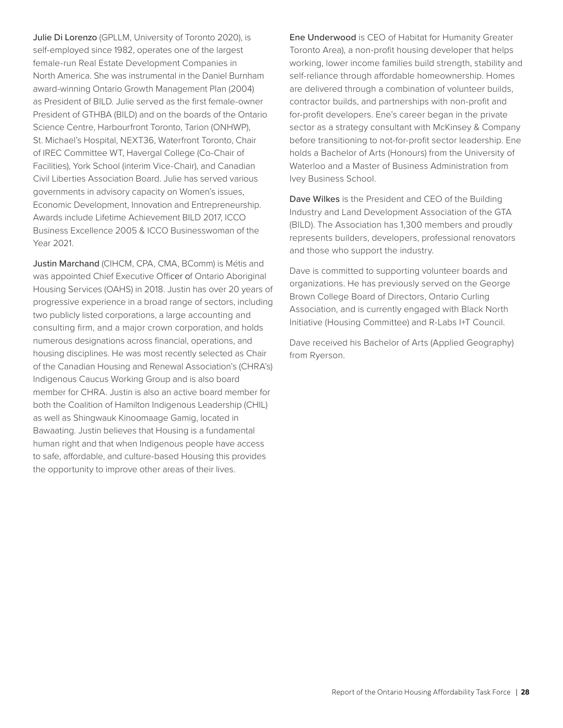**Julie Di Lorenzo** (GPLLM, University of Toronto 2020), is self-employed since 1982, operates one of the largest female-run Real Estate Development Companies in North America. She was instrumental in the Daniel Burnham award-winning Ontario Growth Management Plan (2004) as President of BILD. Julie served as the first female-owner President of GTHBA (BILD) and on the boards of the Ontario Science Centre, Harbourfront Toronto, Tarion (ONHWP), St. Michael's Hospital, NEXT36, Waterfront Toronto, Chair of IREC Committee WT, Havergal College (Co-Chair of Facilities), York School (interim Vice-Chair), and Canadian Civil Liberties Association Board. Julie has served various governments in advisory capacity on Women's issues, Economic Development, Innovation and Entrepreneurship. Awards include Lifetime Achievement BILD 2017, ICCO Business Excellence 2005 & ICCO Businesswoman of the Year 2021.

**Justin Marchand** (CIHCM, CPA, CMA, BComm) is Métis and was appointed Chief Executive Officer of Ontario Aboriginal Housing Services (OAHS) in 2018. Justin has over 20 years of progressive experience in a broad range of sectors, including two publicly listed corporations, a large accounting and consulting firm, and a major crown corporation, and holds numerous designations across financial, operations, and housing disciplines. He was most recently selected as Chair of the Canadian Housing and Renewal Association's (CHRA's) Indigenous Caucus Working Group and is also board member for CHRA. Justin is also an active board member for both the Coalition of Hamilton Indigenous Leadership (CHIL) as well as Shingwauk Kinoomaage Gamig, located in Bawaating. Justin believes that Housing is a fundamental human right and that when Indigenous people have access to safe, affordable, and culture-based Housing this provides the opportunity to improve other areas of their lives.

**Ene Underwood** is CEO of Habitat for Humanity Greater Toronto Area), a non-profit housing developer that helps working, lower income families build strength, stability and self-reliance through affordable homeownership. Homes are delivered through a combination of volunteer builds, contractor builds, and partnerships with non-profit and for-profit developers. Ene's career began in the private sector as a strategy consultant with McKinsey & Company before transitioning to not-for-profit sector leadership. Ene holds a Bachelor of Arts (Honours) from the University of Waterloo and a Master of Business Administration from Ivey Business School.

**Dave Wilkes** is the President and CEO of the Building Industry and Land Development Association of the GTA (BILD). The Association has 1,300 members and proudly represents builders, developers, professional renovators and those who support the industry.

Dave is committed to supporting volunteer boards and organizations. He has previously served on the George Brown College Board of Directors, Ontario Curling Association, and is currently engaged with Black North Initiative (Housing Committee) and R-Labs I+T Council.

Dave received his Bachelor of Arts (Applied Geography) from Ryerson.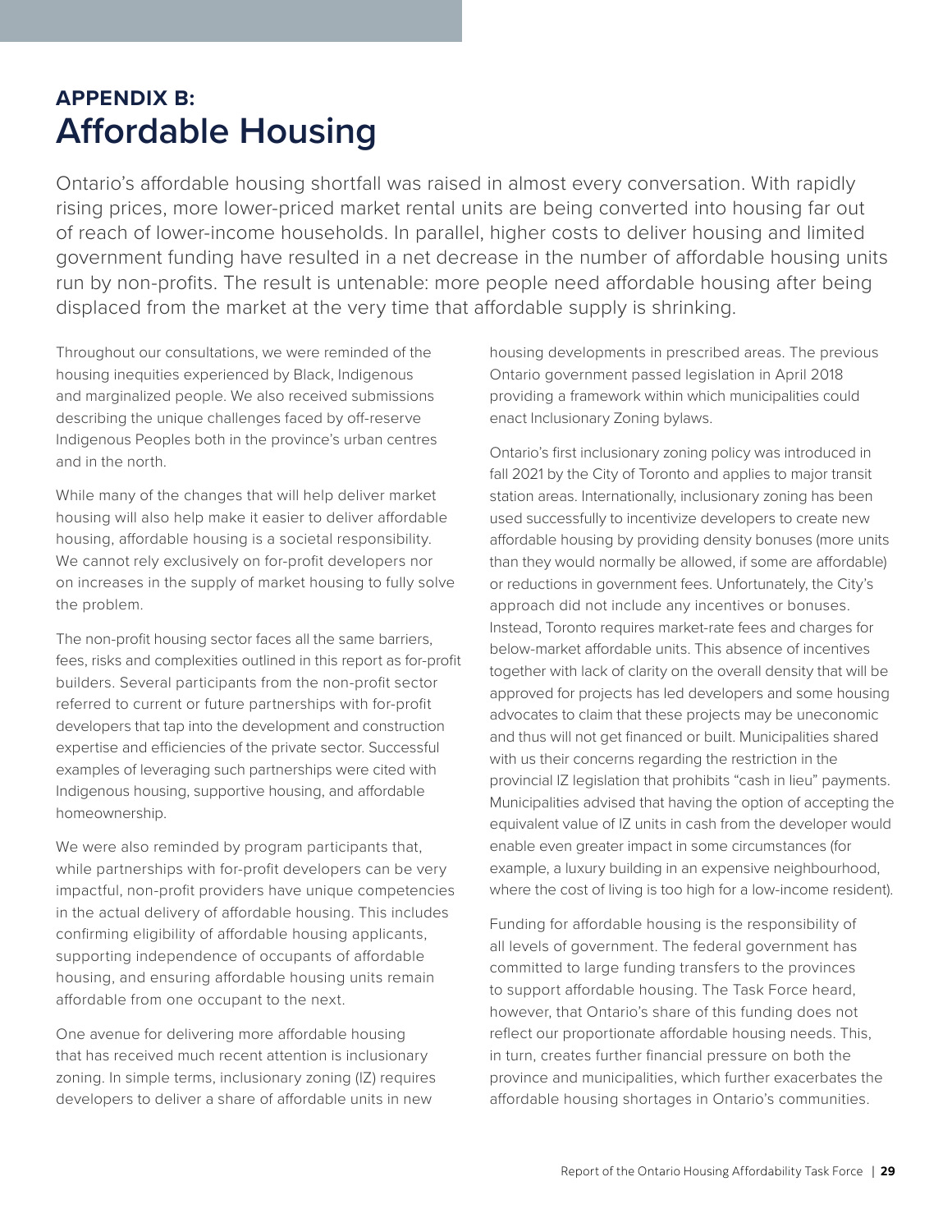## APPENDIX B:
# Affordable Housing

Ontario's affordable housing shortfall was raised in almost every conversation. With rapidly rising prices, more lower-priced market rental units are being converted into housing far out of reach of lower-income households. In parallel, higher costs to deliver housing and limited government funding have resulted in a net decrease in the number of affordable housing units run by non-profits. The result is untenable: more people need affordable housing after being displaced from the market at the very time that affordable supply is shrinking.

Throughout our consultations, we were reminded of the housing inequities experienced by Black, Indigenous and marginalized people. We also received submissions describing the unique challenges faced by off-reserve Indigenous Peoples both in the province's urban centres and in the north.

While many of the changes that will help deliver market housing will also help make it easier to deliver affordable housing, affordable housing is a societal responsibility. We cannot rely exclusively on for-profit developers nor on increases in the supply of market housing to fully solve the problem.

The non-profit housing sector faces all the same barriers, fees, risks and complexities outlined in this report as for-profit builders. Several participants from the non-profit sector referred to current or future partnerships with for-profit developers that tap into the development and construction expertise and efficiencies of the private sector. Successful examples of leveraging such partnerships were cited with Indigenous housing, supportive housing, and affordable homeownership.

We were also reminded by program participants that, while partnerships with for-profit developers can be very impactful, non-profit providers have unique competencies in the actual delivery of affordable housing. This includes confirming eligibility of affordable housing applicants, supporting independence of occupants of affordable housing, and ensuring affordable housing units remain affordable from one occupant to the next.

One avenue for delivering more affordable housing that has received much recent attention is inclusionary zoning. In simple terms, inclusionary zoning (IZ) requires developers to deliver a share of affordable units in new housing developments in prescribed areas. The previous Ontario government passed legislation in April 2018 providing a framework within which municipalities could enact Inclusionary Zoning bylaws.

Ontario's first inclusionary zoning policy was introduced in fall 2021 by the City of Toronto and applies to major transit station areas. Internationally, inclusionary zoning has been used successfully to incentivize developers to create new affordable housing by providing density bonuses (more units than they would normally be allowed, if some are affordable) or reductions in government fees. Unfortunately, the City's approach did not include any incentives or bonuses. Instead, Toronto requires market-rate fees and charges for below-market affordable units. This absence of incentives together with lack of clarity on the overall density that will be approved for projects has led developers and some housing advocates to claim that these projects may be uneconomic and thus will not get financed or built. Municipalities shared with us their concerns regarding the restriction in the provincial IZ legislation that prohibits "cash in lieu" payments. Municipalities advised that having the option of accepting the equivalent value of IZ units in cash from the developer would enable even greater impact in some circumstances (for example, a luxury building in an expensive neighbourhood, where the cost of living is too high for a low-income resident).

Funding for affordable housing is the responsibility of all levels of government. The federal government has committed to large funding transfers to the provinces to support affordable housing. The Task Force heard, however, that Ontario's share of this funding does not reflect our proportionate affordable housing needs. This, in turn, creates further financial pressure on both the province and municipalities, which further exacerbates the affordable housing shortages in Ontario's communities.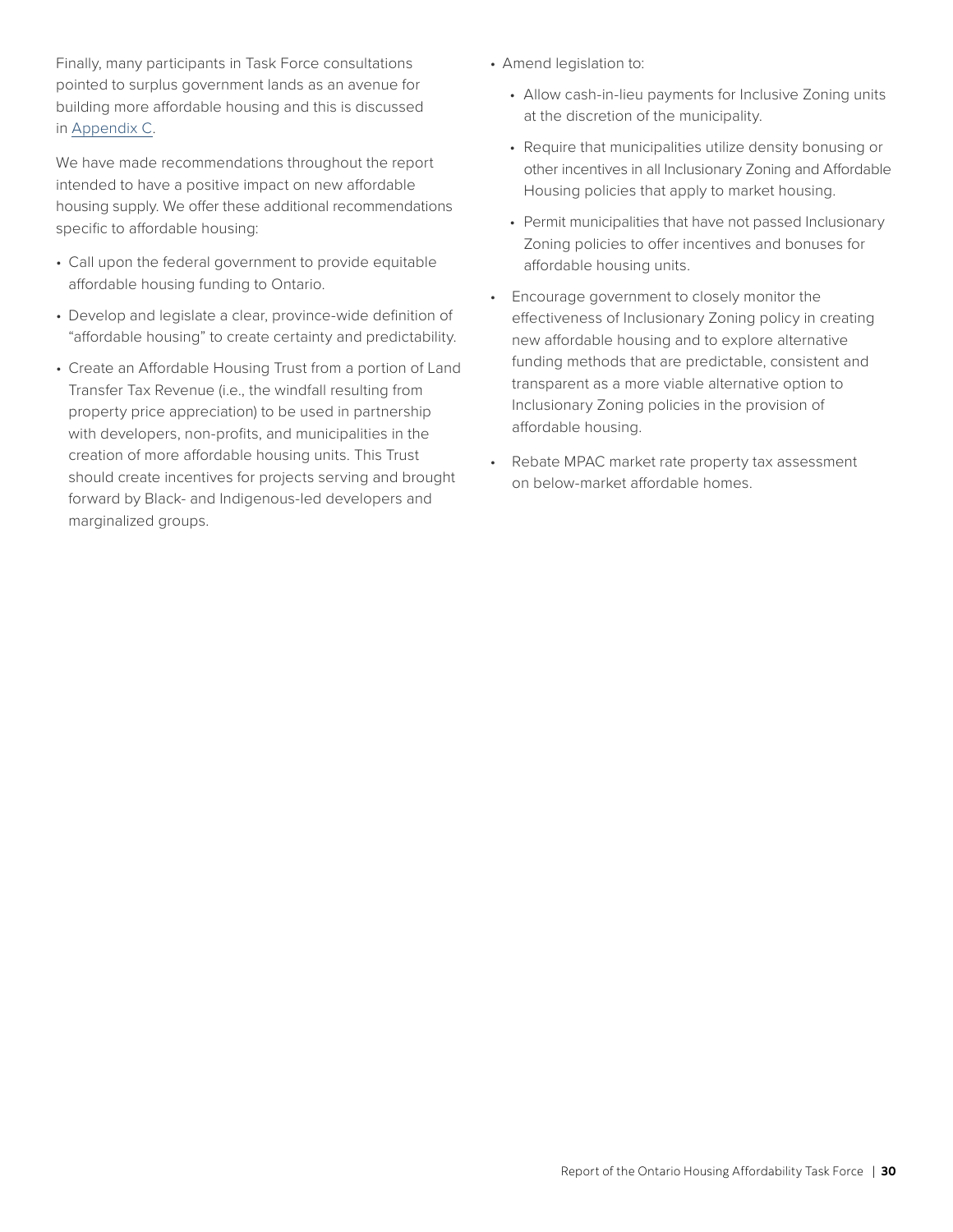Finally, many participants in Task Force consultations pointed to surplus government lands as an avenue for building more affordable housing and this is discussed in Appendix C.

We have made recommendations throughout the report intended to have a positive impact on new affordable housing supply. We offer these additional recommendations specific to affordable housing:

- Call upon the federal government to provide equitable affordable housing funding to Ontario.
- Develop and legislate a clear, province-wide definition of "affordable housing" to create certainty and predictability.
- Create an Affordable Housing Trust from a portion of Land Transfer Tax Revenue (i.e., the windfall resulting from property price appreciation) to be used in partnership with developers, non-profits, and municipalities in the creation of more affordable housing units. This Trust should create incentives for projects serving and brought forward by Black- and Indigenous-led developers and marginalized groups.
- Amend legislation to:
  - Allow cash-in-lieu payments for Inclusive Zoning units at the discretion of the municipality.
  - Require that municipalities utilize density bonusing or other incentives in all Inclusionary Zoning and Affordable Housing policies that apply to market housing.
  - Permit municipalities that have not passed Inclusionary Zoning policies to offer incentives and bonuses for affordable housing units.
- Encourage government to closely monitor the effectiveness of Inclusionary Zoning policy in creating new affordable housing and to explore alternative funding methods that are predictable, consistent and transparent as a more viable alternative option to Inclusionary Zoning policies in the provision of affordable housing.
- Rebate MPAC market rate property tax assessment on below-market affordable homes.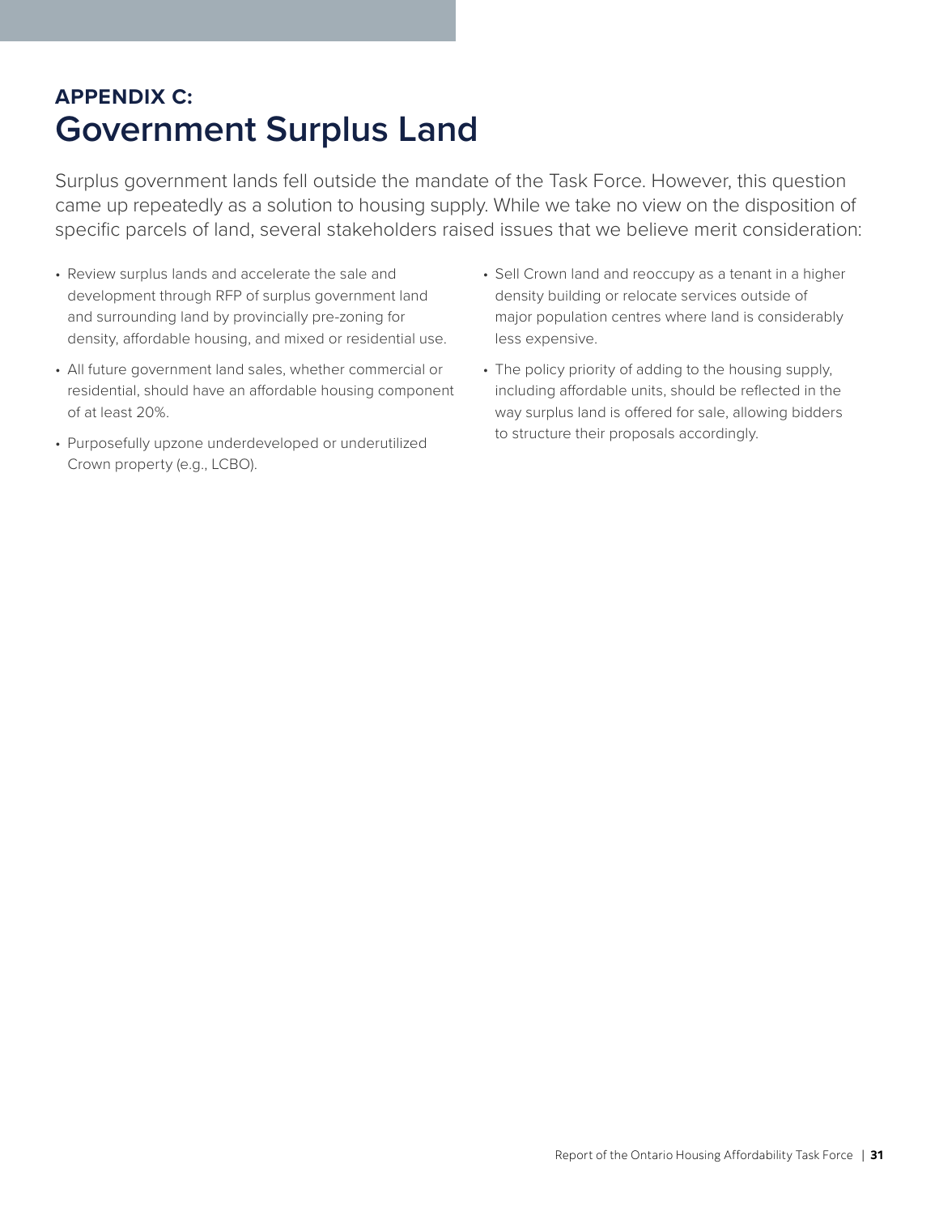## APPENDIX C:
# Government Surplus Land

Surplus government lands fell outside the mandate of the Task Force. However, this question came up repeatedly as a solution to housing supply. While we take no view on the disposition of specific parcels of land, several stakeholders raised issues that we believe merit consideration:

- Review surplus lands and accelerate the sale and development through RFP of surplus government land and surrounding land by provincially pre-zoning for density, affordable housing, and mixed or residential use.
- All future government land sales, whether commercial or residential, should have an affordable housing component of at least 20%.
- Purposefully upzone underdeveloped or underutilized Crown property (e.g., LCBO).
- Sell Crown land and reoccupy as a tenant in a higher density building or relocate services outside of major population centres where land is considerably less expensive.
- The policy priority of adding to the housing supply, including affordable units, should be reflected in the way surplus land is offered for sale, allowing bidders to structure their proposals accordingly.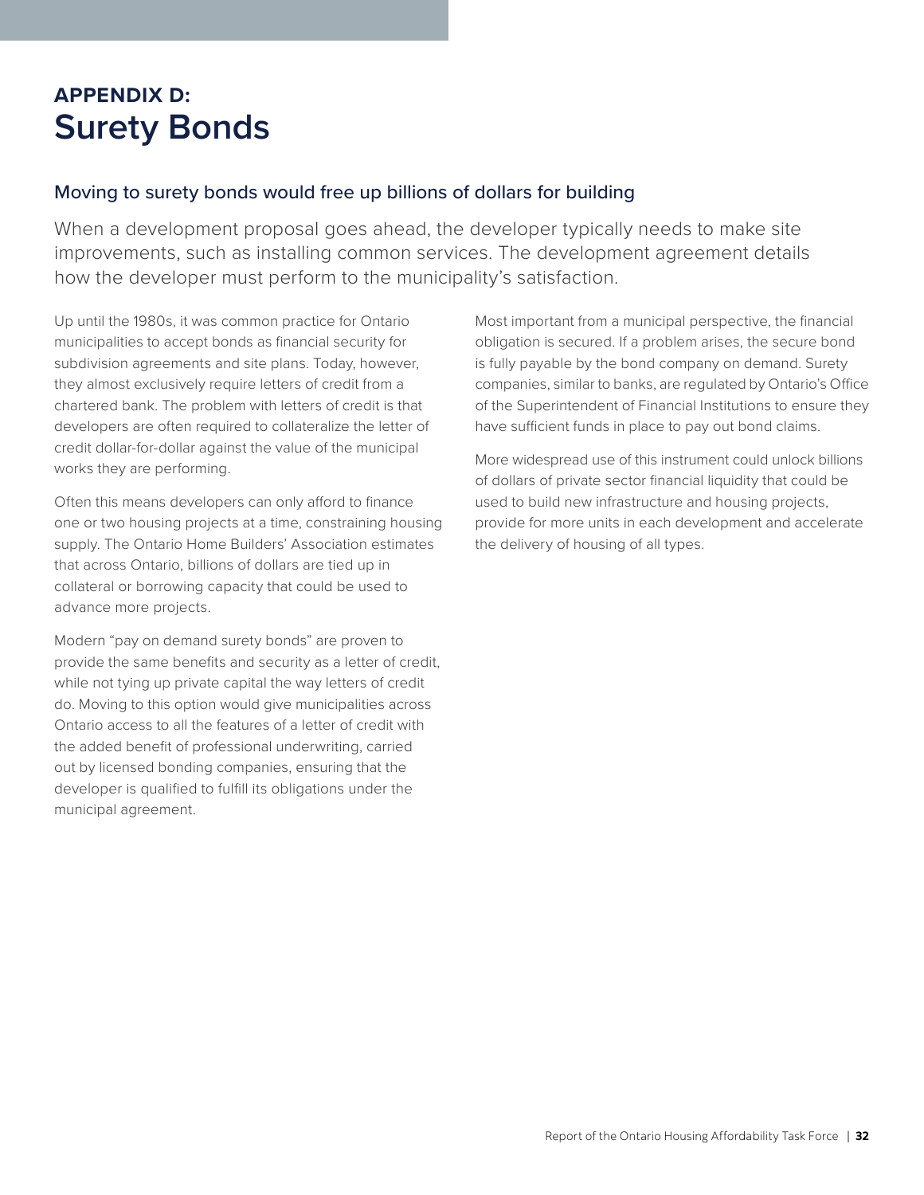# APPENDIX D: Surety Bonds

## Moving to surety bonds would free up billions of dollars for building

When a development proposal goes ahead, the developer typically needs to make site improvements, such as installing common services. The development agreement details how the developer must perform to the municipality's satisfaction.

Up until the 1980s, it was common practice for Ontario municipalities to accept bonds as financial security for subdivision agreements and site plans. Today, however, they almost exclusively require letters of credit from a chartered bank. The problem with letters of credit is that developers are often required to collateralize the letter of credit dollar-for-dollar against the value of the municipal works they are performing.

Often this means developers can only afford to finance one or two housing projects at a time, constraining housing supply. The Ontario Home Builders' Association estimates that across Ontario, billions of dollars are tied up in collateral or borrowing capacity that could be used to advance more projects.

Modern "pay on demand surety bonds" are proven to provide the same benefits and security as a letter of credit, while not tying up private capital the way letters of credit do. Moving to this option would give municipalities across Ontario access to all the features of a letter of credit with the added benefit of professional underwriting, carried out by licensed bonding companies, ensuring that the developer is qualified to fulfill its obligations under the municipal agreement.

Most important from a municipal perspective, the financial obligation is secured. If a problem arises, the secure bond is fully payable by the bond company on demand. Surety companies, similar to banks, are regulated by Ontario's Office of the Superintendent of Financial Institutions to ensure they have sufficient funds in place to pay out bond claims.

More widespread use of this instrument could unlock billions of dollars of private sector financial liquidity that could be used to build new infrastructure and housing projects, provide for more units in each development and accelerate the delivery of housing of all types.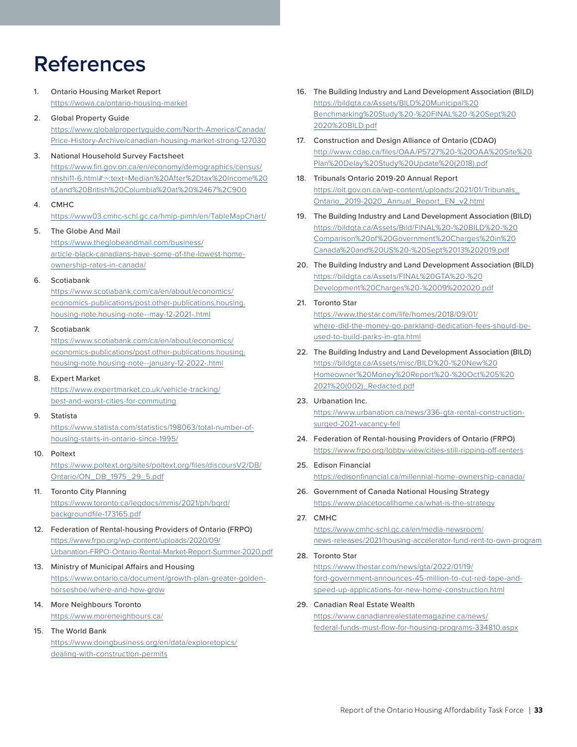# References

1. Ontario Housing Market Report
https://wowa.ca/ontario-housing-market

2. Global Property Guide
https://www.globalpropertyguide.com/North-America/Canada/Price-History-Archive/canadian-housing-market-strong-127030

3. National Household Survey Factsheet
https://www.fin.gov.on.ca/en/economy/demographics/census/nhshi11-6.html#:~:text=Median%20After%2Dtax%20Income%20of,and%20British%20Columbia%20at%20%2467%2C900

4. CMHC
https://www03.cmhc-schl.gc.ca/hmip-pimh/en/TableMapChart/

5. The Globe And Mail
https://www.theglobeandmail.com/business/article-black-canadians-have-some-of-the-lowest-home-ownership-rates-in-canada/

6. Scotiabank
https://www.scotiabank.com/ca/en/about/economics/economics-publications/post.other-publications.housing.housing-note.housing-note--may-12-2021-.html

7. Scotiabank
https://www.scotiabank.com/ca/en/about/economics/economics-publications/post.other-publications.housing.housing-note.housing-note--january-12-2022-.html

8. Expert Market
https://www.expertmarket.co.uk/vehicle-tracking/best-and-worst-cities-for-commuting

9. Statista
https://www.statista.com/statistics/198063/total-number-of-housing-starts-in-ontario-since-1995/

10. Poltext
https://www.poltext.org/sites/poltext.org/files/discoursV2/DB/Ontario/ON_DB_1975_29_5.pdf

11. Toronto City Planning
https://www.toronto.ca/legdocs/mmis/2021/ph/bgrd/backgroundfile-173165.pdf

12. Federation of Rental-housing Providers of Ontario (FRPO)
https://www.frpo.org/wp-content/uploads/2020/09/Urbanation-FRPO-Ontario-Rental-Market-Report-Summer-2020.pdf

13. Ministry of Municipal Affairs and Housing
https://www.ontario.ca/document/growth-plan-greater-golden-horseshoe/where-and-how-grow

14. More Neighbours Toronto
https://www.moreneighbours.ca/

15. The World Bank
https://www.doingbusiness.org/en/data/exploretopics/dealing-with-construction-permits

16. The Building Industry and Land Development Association (BILD)
https://bildgta.ca/Assets/BILD%20Municipal%20Benchmarking%20Study%20-%20FINAL%20-%20Sept%202020%20BILD.pdf

17. Construction and Design Alliance of Ontario (CDAO)
http://www.cdao.ca/files/OAA/P5727%20-%20OAA%20Site%20Plan%20Delay%20Study%20Update%20(2018).pdf

18. Tribunals Ontario 2019-20 Annual Report
https://olt.gov.on.ca/wp-content/uploads/2021/01/Tribunals_Ontario_2019-2020_Annual_Report_EN_v2.html

19. The Building Industry and Land Development Association (BILD)
https://bildgta.ca/Assets/Bild/FINAL%20-%20BILD%20-%20Comparison%20of%20Government%20Charges%20in%20Canada%20and%20US%20-%20Sept%2013%202019.pdf

20. The Building Industry and Land Development Association (BILD)
https://bildgta.ca/Assets/FINAL%20GTA%20-%20Development%20Charges%20-%2009%202020.pdf

21. Toronto Star
https://www.thestar.com/life/homes/2018/09/01/where-did-the-money-go-parkland-dedication-fees-should-be-used-to-build-parks-in-gta.html

22. The Building Industry and Land Development Association (BILD)
https://bildgta.ca/Assets/misc/BILD%20-%20New%20Homeowner%20Money%20Report%20-%20Oct%205%202021%20(002)_Redacted.pdf

23. Urbanation Inc.
https://www.urbanation.ca/news/336-gta-rental-construction-surged-2021-vacancy-fell

24. Federation of Rental-housing Providers of Ontario (FRPO)
https://www.frpo.org/lobby-view/cities-still-ripping-off-renters

25. Edison Financial
https://edisonfinancial.ca/millennial-home-ownership-canada/

26. Government of Canada National Housing Strategy
https://www.placetocallhome.ca/what-is-the-strategy

27. CMHC
https://www.cmhc-schl.gc.ca/en/media-newsroom/news-releases/2021/housing-accelerator-fund-rent-to-own-program

28. Toronto Star
https://www.thestar.com/news/gta/2022/01/19/ford-government-announces-45-million-to-cut-red-tape-and-speed-up-applications-for-new-home-construction.html

29. Canadian Real Estate Wealth
https://www.canadianrealestatemagazine.ca/news/federal-funds-must-flow-for-housing-programs-334810.aspx